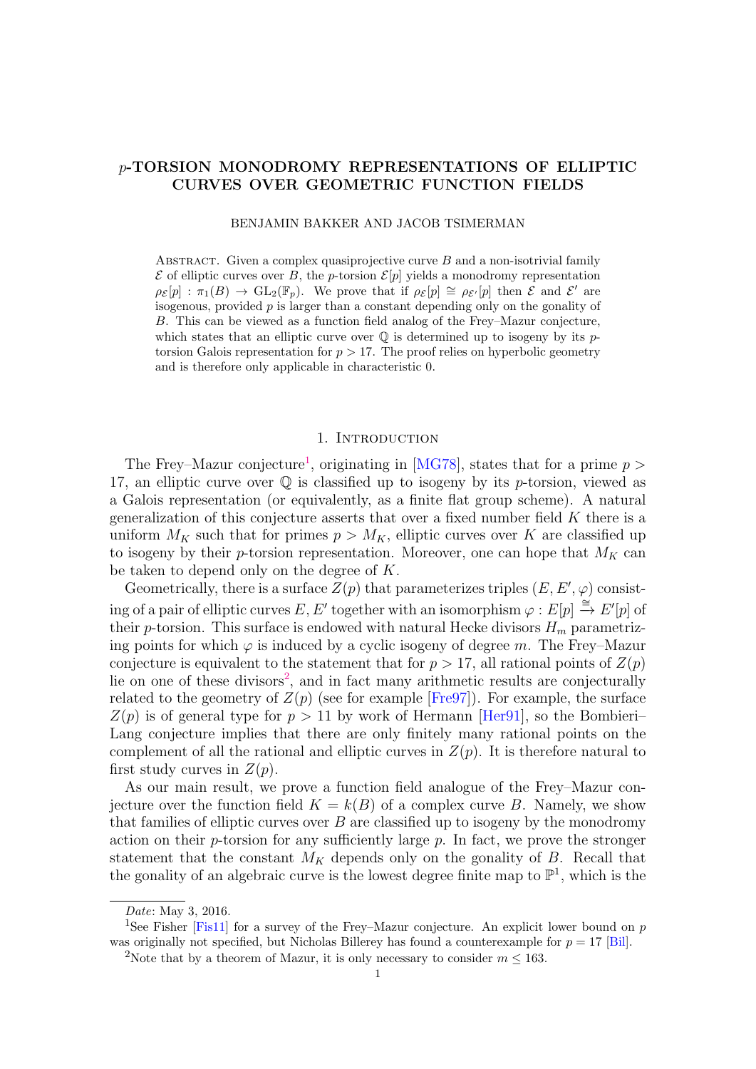# $p$-TORSION MONODROMY REPRESENTATIONS OF ELLIPTIC CURVES OVER GEOMETRIC FUNCTION FIELDS

BENJAMIN BAKKER AND JACOB TSIMERMAN

Abstract. Given a complex quasiprojective curve $B$ and a non-isotrivial family $\mathcal{E}$ of elliptic curves over $B$, the $p$-torsion $\mathcal{E}[p]$ yields a monodromy representation $\rho_{\mathcal{E}}[p] : \pi_1(B) \to \mathrm{GL}_2(\mathbb{F}_p)$. We prove that if $\rho_{\mathcal{E}}[p] \cong \rho_{\mathcal{E}'}[p]$ then $\mathcal{E}$ and $\mathcal{E}'$ are isogenous, provided $p$ is larger than a constant depending only on the gonality of $B$. This can be viewed as a function field analog of the Frey–Mazur conjecture, which states that an elliptic curve over $\mathbb{Q}$ is determined up to isogeny by its $p$-torsion Galois representation for $p > 17$. The proof relies on hyperbolic geometry and is therefore only applicable in characteristic 0.

## 1. Introduction

The Frey–Mazur conjecture[1], originating in [MG78], states that for a prime $p > 17$, an elliptic curve over $\mathbb{Q}$ is classified up to isogeny by its $p$-torsion, viewed as a Galois representation (or equivalently, as a finite flat group scheme). A natural generalization of this conjecture asserts that over a fixed number field $K$ there is a uniform $M_K$ such that for primes $p > M_K$, elliptic curves over $K$ are classified up to isogeny by their $p$-torsion representation. Moreover, one can hope that $M_K$ can be taken to depend only on the degree of $K$.

Geometrically, there is a surface $Z(p)$ that parameterizes triples $(E, E', \varphi)$ consisting of a pair of elliptic curves $E, E'$ together with an isomorphism $\varphi : E[p] \xrightarrow{\cong} E'[p]$ of their $p$-torsion. This surface is endowed with natural Hecke divisors $H_m$ parametrizing points for which $\varphi$ is induced by a cyclic isogeny of degree $m$. The Frey–Mazur conjecture is equivalent to the statement that for $p > 17$, all rational points of $Z(p)$ lie on one of these divisors[2], and in fact many arithmetic results are conjecturally related to the geometry of $Z(p)$ (see for example [Fre97]). For example, the surface $Z(p)$ is of general type for $p > 11$ by work of Hermann [Her91], so the Bombieri–Lang conjecture implies that there are only finitely many rational points on the complement of all the rational and elliptic curves in $Z(p)$. It is therefore natural to first study curves in $Z(p)$.

As our main result, we prove a function field analogue of the Frey–Mazur conjecture over the function field $K = k(B)$ of a complex curve $B$. Namely, we show that families of elliptic curves over $B$ are classified up to isogeny by the monodromy action on their $p$-torsion for any sufficiently large $p$. In fact, we prove the stronger statement that the constant $M_K$ depends only on the gonality of $B$. Recall that the gonality of an algebraic curve is the lowest degree finite map to $\mathbb{P}^1$, which is the

*Date*: May 3, 2016.

[1] See Fisher [Fis11] for a survey of the Frey–Mazur conjecture. An explicit lower bound on $p$ was originally not specified, but Nicholas Billerey has found a counterexample for $p = 17$ [Bil].

[2] Note that by a theorem of Mazur, it is only necessary to consider $m \leq 163$.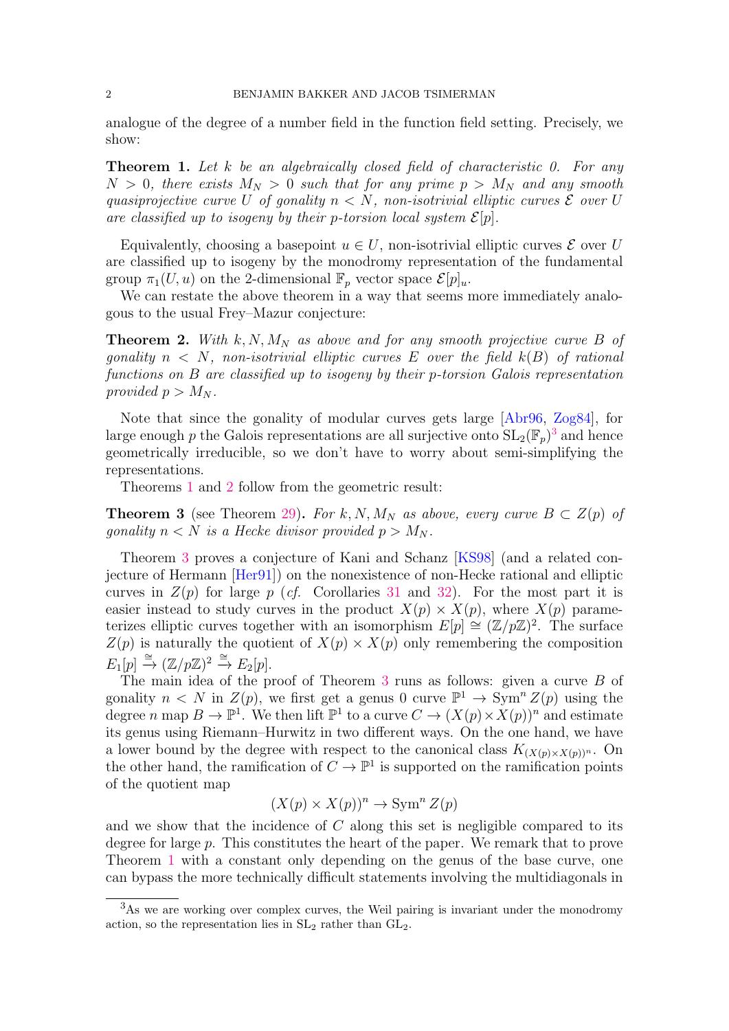analogue of the degree of a number field in the function field setting. Precisely, we show:

**Theorem 1.** *Let $k$ be an algebraically closed field of characteristic 0. For any $N > 0$, there exists $M_N > 0$ such that for any prime $p > M_N$ and any smooth quasiprojective curve $U$ of gonality $n < N$, non-isotrivial elliptic curves $\mathcal{E}$ over $U$ are classified up to isogeny by their $p$-torsion local system $\mathcal{E}[p]$.*

Equivalently, choosing a basepoint $u \in U$, non-isotrivial elliptic curves $\mathcal{E}$ over $U$ are classified up to isogeny by the monodromy representation of the fundamental group $\pi_1(U, u)$ on the 2-dimensional $\mathbb{F}_p$ vector space $\mathcal{E}[p]_u$.

We can restate the above theorem in a way that seems more immediately analogous to the usual Frey–Mazur conjecture:

**Theorem 2.** *With $k, N, M_N$ as above and for any smooth projective curve $B$ of gonality $n < N$, non-isotrivial elliptic curves $E$ over the field $k(B)$ of rational functions on $B$ are classified up to isogeny by their $p$-torsion Galois representation provided $p > M_N$.*

Note that since the gonality of modular curves gets large [Abr96, Zog84], for large enough $p$ the Galois representations are all surjective onto $\mathrm{SL}_2(\mathbb{F}_p)$[3] and hence geometrically irreducible, so we don't have to worry about semi-simplifying the representations.

Theorems 1 and 2 follow from the geometric result:

**Theorem 3** (see Theorem 29)**.** *For $k, N, M_N$ as above, every curve $B \subset Z(p)$ of gonality $n < N$ is a Hecke divisor provided $p > M_N$.*

Theorem 3 proves a conjecture of Kani and Schanz [KS98] (and a related conjecture of Hermann [Her91]) on the nonexistence of non-Hecke rational and elliptic curves in $Z(p)$ for large $p$ (*cf.* Corollaries 31 and 32). For the most part it is easier instead to study curves in the product $X(p) \times X(p)$, where $X(p)$ parameterizes elliptic curves together with an isomorphism $E[p] \cong (\mathbb{Z}/p\mathbb{Z})^2$. The surface $Z(p)$ is naturally the quotient of $X(p) \times X(p)$ only remembering the composition $E_1[p] \xrightarrow{\cong} (\mathbb{Z}/p\mathbb{Z})^2 \xrightarrow{\cong} E_2[p]$.

The main idea of the proof of Theorem 3 runs as follows: given a curve $B$ of gonality $n < N$ in $Z(p)$, we first get a genus 0 curve $\mathbb{P}^1 \to \mathrm{Sym}^n Z(p)$ using the degree $n$ map $B \to \mathbb{P}^1$. We then lift $\mathbb{P}^1$ to a curve $C \to (X(p) \times X(p))^n$ and estimate its genus using Riemann–Hurwitz in two different ways. On the one hand, we have a lower bound by the degree with respect to the canonical class $K_{(X(p)\times X(p))^n}$. On the other hand, the ramification of $C \to \mathbb{P}^1$ is supported on the ramification points of the quotient map

$$(X(p) \times X(p))^n \to \mathrm{Sym}^n Z(p)$$

and we show that the incidence of $C$ along this set is negligible compared to its degree for large $p$. This constitutes the heart of the paper. We remark that to prove Theorem 1 with a constant only depending on the genus of the base curve, one can bypass the more technically difficult statements involving the multidiagonals in

[3] As we are working over complex curves, the Weil pairing is invariant under the monodromy action, so the representation lies in $\mathrm{SL}_2$ rather than $\mathrm{GL}_2$.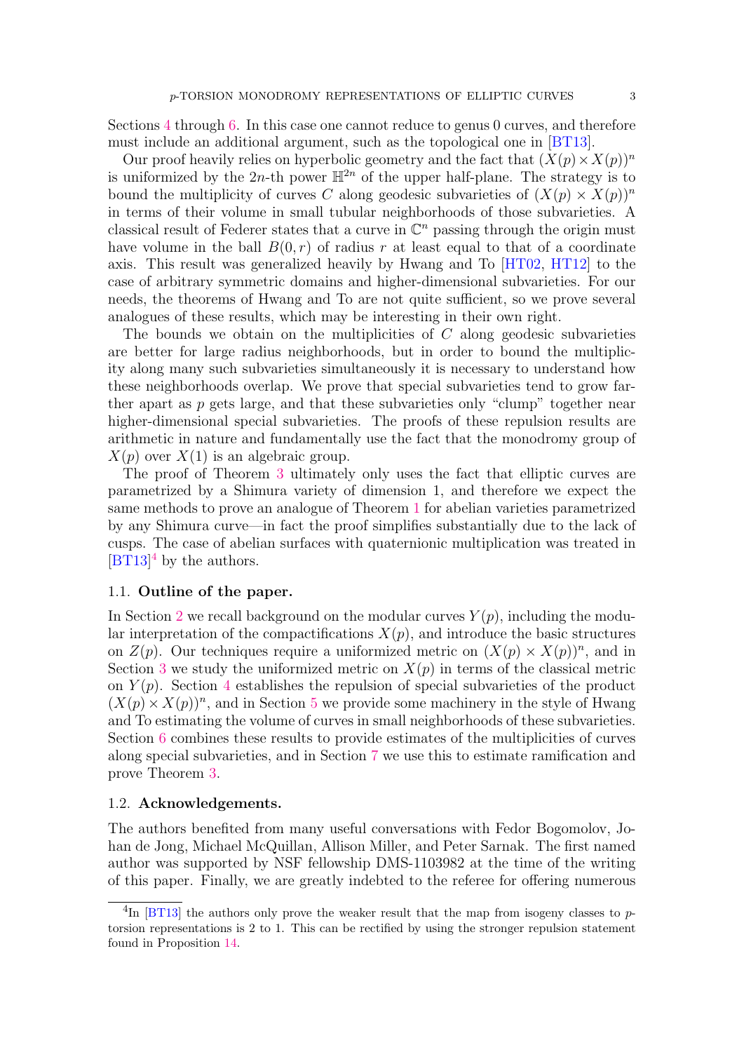Sections 4 through 6. In this case one cannot reduce to genus 0 curves, and therefore must include an additional argument, such as the topological one in [BT13].

Our proof heavily relies on hyperbolic geometry and the fact that $(X(p)\times X(p))^n$ is uniformized by the $2n$-th power $\mathbb{H}^{2n}$ of the upper half-plane. The strategy is to bound the multiplicity of curves $C$ along geodesic subvarieties of $(X(p)\times X(p))^n$ in terms of their volume in small tubular neighborhoods of those subvarieties. A classical result of Federer states that a curve in $\mathbb{C}^n$ passing through the origin must have volume in the ball $B(0,r)$ of radius $r$ at least equal to that of a coordinate axis. This result was generalized heavily by Hwang and To [HT02, HT12] to the case of arbitrary symmetric domains and higher-dimensional subvarieties. For our needs, the theorems of Hwang and To are not quite sufficient, so we prove several analogues of these results, which may be interesting in their own right.

The bounds we obtain on the multiplicities of $C$ along geodesic subvarieties are better for large radius neighborhoods, but in order to bound the multiplicity along many such subvarieties simultaneously it is necessary to understand how these neighborhoods overlap. We prove that special subvarieties tend to grow farther apart as $p$ gets large, and that these subvarieties only "clump" together near higher-dimensional special subvarieties. The proofs of these repulsion results are arithmetic in nature and fundamentally use the fact that the monodromy group of $X(p)$ over $X(1)$ is an algebraic group.

The proof of Theorem 3 ultimately only uses the fact that elliptic curves are parametrized by a Shimura variety of dimension 1, and therefore we expect the same methods to prove an analogue of Theorem 1 for abelian varieties parametrized by any Shimura curve—in fact the proof simplifies substantially due to the lack of cusps. The case of abelian surfaces with quaternionic multiplication was treated in [BT13][4] by the authors.

## 1.1. Outline of the paper.

In Section 2 we recall background on the modular curves $Y(p)$, including the modular interpretation of the compactifications $X(p)$, and introduce the basic structures on $Z(p)$. Our techniques require a uniformized metric on $(X(p)\times X(p))^n$, and in Section 3 we study the uniformized metric on $X(p)$ in terms of the classical metric on $Y(p)$. Section 4 establishes the repulsion of special subvarieties of the product $(X(p)\times X(p))^n$, and in Section 5 we provide some machinery in the style of Hwang and To estimating the volume of curves in small neighborhoods of these subvarieties. Section 6 combines these results to provide estimates of the multiplicities of curves along special subvarieties, and in Section 7 we use this to estimate ramification and prove Theorem 3.

## 1.2. Acknowledgements.

The authors benefited from many useful conversations with Fedor Bogomolov, Johan de Jong, Michael McQuillan, Allison Miller, and Peter Sarnak. The first named author was supported by NSF fellowship DMS-1103982 at the time of the writing of this paper. Finally, we are greatly indebted to the referee for offering numerous

[4] In [BT13] the authors only prove the weaker result that the map from isogeny classes to $p$-torsion representations is 2 to 1. This can be rectified by using the stronger repulsion statement found in Proposition 14.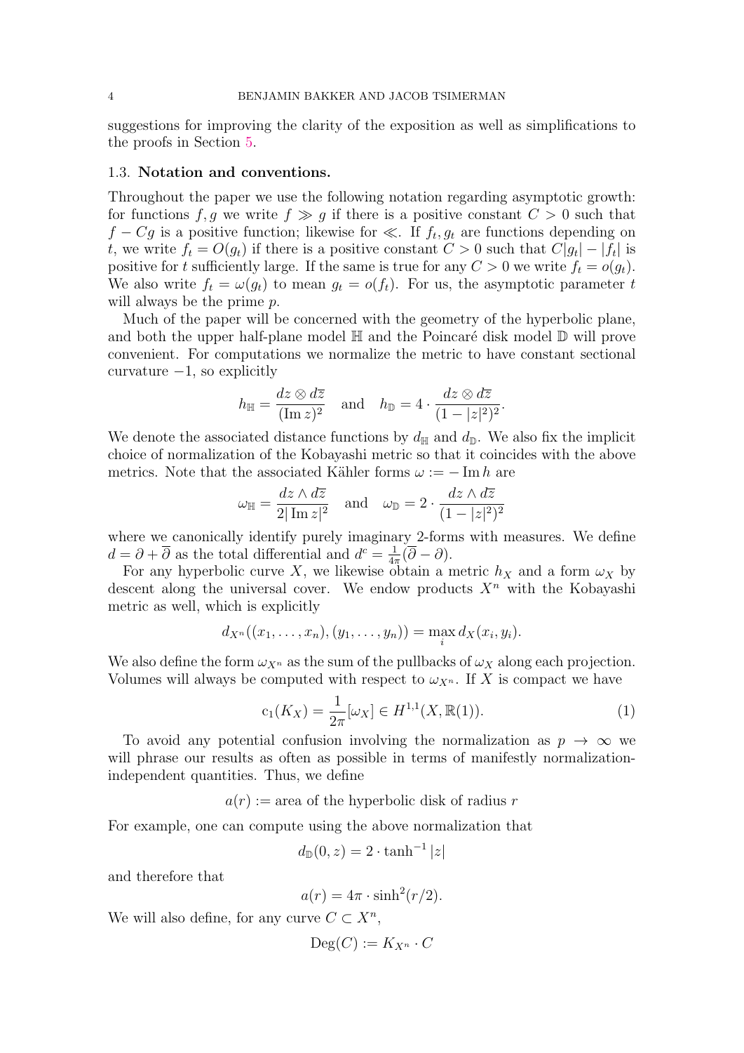suggestions for improving the clarity of the exposition as well as simplifications to the proofs in Section 5.

### 1.3. Notation and conventions.

Throughout the paper we use the following notation regarding asymptotic growth: for functions $f, g$ we write $f \gg g$ if there is a positive constant $C > 0$ such that $f - Cg$ is a positive function; likewise for $\ll$. If $f_t, g_t$ are functions depending on $t$, we write $f_t = O(g_t)$ if there is a positive constant $C > 0$ such that $C|g_t| - |f_t|$ is positive for $t$ sufficiently large. If the same is true for any $C > 0$ we write $f_t = o(g_t)$. We also write $f_t = \omega(g_t)$ to mean $g_t = o(f_t)$. For us, the asymptotic parameter $t$ will always be the prime $p$.

Much of the paper will be concerned with the geometry of the hyperbolic plane, and both the upper half-plane model $\mathbb{H}$ and the Poincaré disk model $\mathbb{D}$ will prove convenient. For computations we normalize the metric to have constant sectional curvature $-1$, so explicitly

$$h_{\mathbb{H}} = \frac{dz \otimes d\overline{z}}{(\operatorname{Im} z)^2} \quad \text{and} \quad h_{\mathbb{D}} = 4 \cdot \frac{dz \otimes d\overline{z}}{(1 - |z|^2)^2}.$$

We denote the associated distance functions by $d_{\mathbb{H}}$ and $d_{\mathbb{D}}$. We also fix the implicit choice of normalization of the Kobayashi metric so that it coincides with the above metrics. Note that the associated Kähler forms $\omega := -\operatorname{Im} h$ are

$$\omega_{\mathbb{H}} = \frac{dz \wedge d\overline{z}}{2|\operatorname{Im} z|^2} \quad \text{and} \quad \omega_{\mathbb{D}} = 2 \cdot \frac{dz \wedge d\overline{z}}{(1 - |z|^2)^2}$$

where we canonically identify purely imaginary 2-forms with measures. We define $d = \partial + \overline{\partial}$ as the total differential and $d^c = \frac{1}{4\pi}(\overline{\partial} - \partial)$.

For any hyperbolic curve $X$, we likewise obtain a metric $h_X$ and a form $\omega_X$ by descent along the universal cover. We endow products $X^n$ with the Kobayashi metric as well, which is explicitly

$$d_{X^n}((x_1, \ldots, x_n), (y_1, \ldots, y_n)) = \max_i d_X(x_i, y_i).$$

We also define the form $\omega_{X^n}$ as the sum of the pullbacks of $\omega_X$ along each projection. Volumes will always be computed with respect to $\omega_{X^n}$. If $X$ is compact we have

$$\mathrm{c}_1(K_X) = \frac{1}{2\pi}[\omega_X] \in H^{1,1}(X, \mathbb{R}(1)). \tag{1}$$

To avoid any potential confusion involving the normalization as $p \to \infty$ we will phrase our results as often as possible in terms of manifestly normalization-independent quantities. Thus, we define

$$a(r) := \text{area of the hyperbolic disk of radius } r$$

For example, one can compute using the above normalization that

$$d_{\mathbb{D}}(0, z) = 2 \cdot \tanh^{-1} |z|$$

and therefore that

$$a(r) = 4\pi \cdot \sinh^2(r/2).$$

We will also define, for any curve $C \subset X^n$,

$$\operatorname{Deg}(C) := K_{X^n} \cdot C$$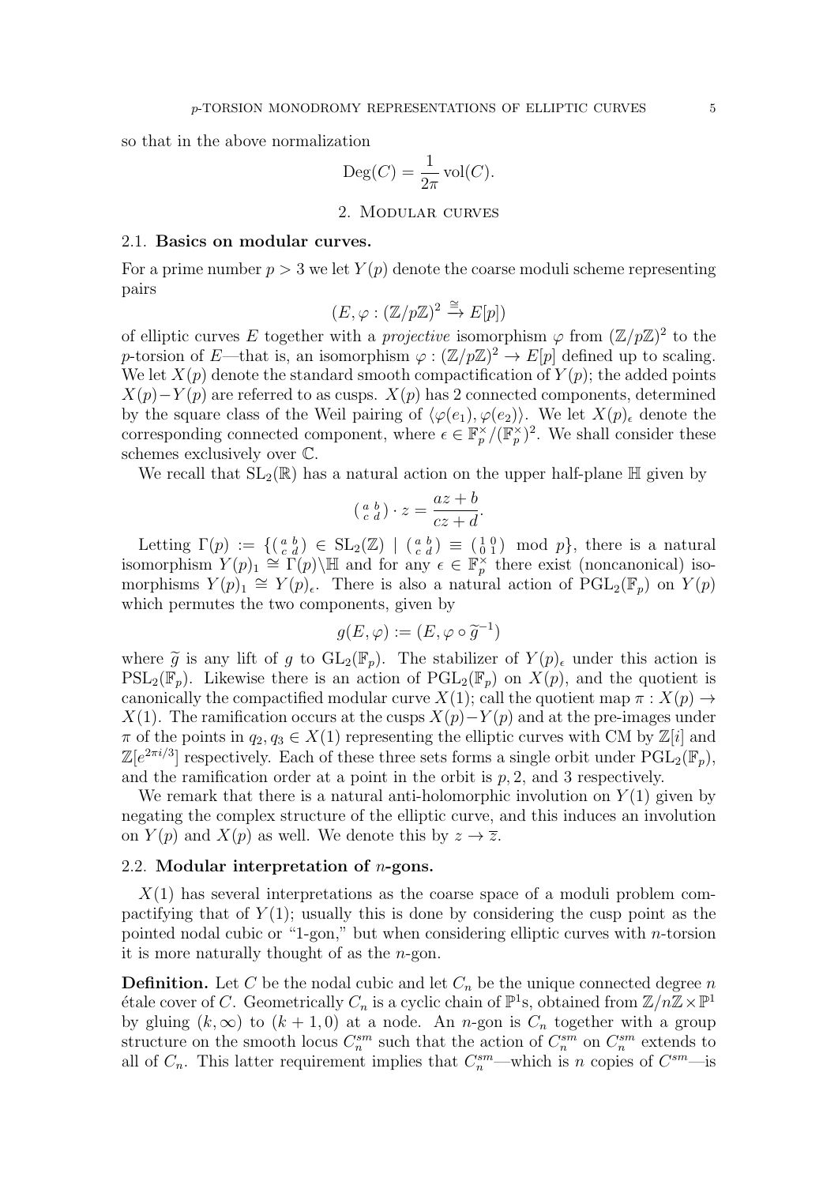so that in the above normalization

$$\mathrm{Deg}(C) = \frac{1}{2\pi}\,\mathrm{vol}(C).$$

## 2. Modular curves

### 2.1. Basics on modular curves.

For a prime number $p > 3$ we let $Y(p)$ denote the coarse moduli scheme representing pairs

$$(E, \varphi : (\mathbb{Z}/p\mathbb{Z})^2 \xrightarrow{\cong} E[p])$$

of elliptic curves $E$ together with a *projective* isomorphism $\varphi$ from $(\mathbb{Z}/p\mathbb{Z})^2$ to the $p$-torsion of $E$—that is, an isomorphism $\varphi : (\mathbb{Z}/p\mathbb{Z})^2 \to E[p]$ defined up to scaling. We let $X(p)$ denote the standard smooth compactification of $Y(p)$; the added points $X(p) - Y(p)$ are referred to as cusps. $X(p)$ has 2 connected components, determined by the square class of the Weil pairing of $\langle \varphi(e_1), \varphi(e_2)\rangle$. We let $X(p)_\epsilon$ denote the corresponding connected component, where $\epsilon \in \mathbb{F}_p^\times/(\mathbb{F}_p^\times)^2$. We shall consider these schemes exclusively over $\mathbb{C}$.

We recall that $\mathrm{SL}_2(\mathbb{R})$ has a natural action on the upper half-plane $\mathbb{H}$ given by

$$\left(\begin{smallmatrix} a & b \\ c & d \end{smallmatrix}\right) \cdot z = \frac{az+b}{cz+d}.$$

Letting $\Gamma(p) := \{\left(\begin{smallmatrix} a & b \\ c & d \end{smallmatrix}\right) \in \mathrm{SL}_2(\mathbb{Z}) \mid \left(\begin{smallmatrix} a & b \\ c & d \end{smallmatrix}\right) \equiv \left(\begin{smallmatrix} 1 & 0 \\ 0 & 1 \end{smallmatrix}\right) \mod p\}$, there is a natural isomorphism $Y(p)_1 \cong \Gamma(p)\backslash\mathbb{H}$ and for any $\epsilon \in \mathbb{F}_p^\times$ there exist (noncanonical) isomorphisms $Y(p)_1 \cong Y(p)_\epsilon$. There is also a natural action of $\mathrm{PGL}_2(\mathbb{F}_p)$ on $Y(p)$ which permutes the two components, given by

$$g(E, \varphi) := (E, \varphi \circ \widetilde{g}^{-1})$$

where $\widetilde{g}$ is any lift of $g$ to $\mathrm{GL}_2(\mathbb{F}_p)$. The stabilizer of $Y(p)_\epsilon$ under this action is $\mathrm{PSL}_2(\mathbb{F}_p)$. Likewise there is an action of $\mathrm{PGL}_2(\mathbb{F}_p)$ on $X(p)$, and the quotient is canonically the compactified modular curve $X(1)$; call the quotient map $\pi : X(p) \to X(1)$. The ramification occurs at the cusps $X(p) - Y(p)$ and at the pre-images under $\pi$ of the points in $q_2, q_3 \in X(1)$ representing the elliptic curves with CM by $\mathbb{Z}[i]$ and $\mathbb{Z}[e^{2\pi i/3}]$ respectively. Each of these three sets forms a single orbit under $\mathrm{PGL}_2(\mathbb{F}_p)$, and the ramification order at a point in the orbit is $p, 2$, and $3$ respectively.

We remark that there is a natural anti-holomorphic involution on $Y(1)$ given by negating the complex structure of the elliptic curve, and this induces an involution on $Y(p)$ and $X(p)$ as well. We denote this by $z \to \overline{z}$.

### 2.2. Modular interpretation of $n$-gons.

$X(1)$ has several interpretations as the coarse space of a moduli problem compactifying that of $Y(1)$; usually this is done by considering the cusp point as the pointed nodal cubic or "1-gon," but when considering elliptic curves with $n$-torsion it is more naturally thought of as the $n$-gon.

**Definition.** Let $C$ be the nodal cubic and let $C_n$ be the unique connected degree $n$ étale cover of $C$. Geometrically $C_n$ is a cyclic chain of $\mathbb{P}^1$s, obtained from $\mathbb{Z}/n\mathbb{Z} \times \mathbb{P}^1$ by gluing $(k, \infty)$ to $(k+1, 0)$ at a node. An $n$-gon is $C_n$ together with a group structure on the smooth locus $C_n^{sm}$ such that the action of $C_n^{sm}$ on $C_n^{sm}$ extends to all of $C_n$. This latter requirement implies that $C_n^{sm}$—which is $n$ copies of $C^{sm}$—is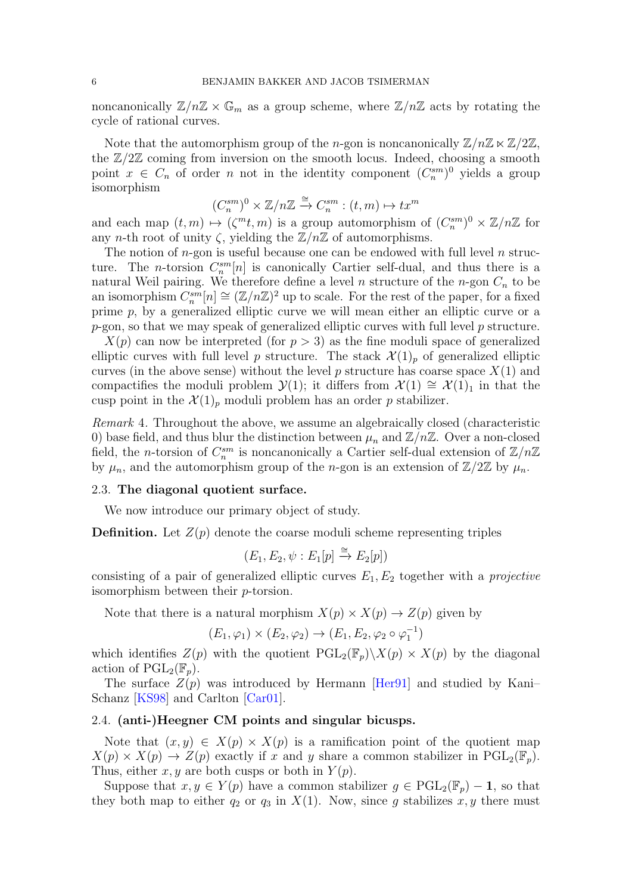noncanonically $\mathbb{Z}/n\mathbb{Z} \times \mathbb{G}_m$ as a group scheme, where $\mathbb{Z}/n\mathbb{Z}$ acts by rotating the cycle of rational curves.

Note that the automorphism group of the $n$-gon is noncanonically $\mathbb{Z}/n\mathbb{Z} \ltimes \mathbb{Z}/2\mathbb{Z}$, the $\mathbb{Z}/2\mathbb{Z}$ coming from inversion on the smooth locus. Indeed, choosing a smooth point $x \in C_n$ of order $n$ not in the identity component $(C_n^{sm})^0$ yields a group isomorphism

$$(C_n^{sm})^0 \times \mathbb{Z}/n\mathbb{Z} \xrightarrow{\cong} C_n^{sm} : (t, m) \mapsto tx^m$$

and each map $(t, m) \mapsto (\zeta^m t, m)$ is a group automorphism of $(C_n^{sm})^0 \times \mathbb{Z}/n\mathbb{Z}$ for any $n$-th root of unity $\zeta$, yielding the $\mathbb{Z}/n\mathbb{Z}$ of automorphisms.

The notion of $n$-gon is useful because one can be endowed with full level $n$ structure. The $n$-torsion $C_n^{sm}[n]$ is canonically Cartier self-dual, and thus there is a natural Weil pairing. We therefore define a level $n$ structure of the $n$-gon $C_n$ to be an isomorphism $C_n^{sm}[n] \cong (\mathbb{Z}/n\mathbb{Z})^2$ up to scale. For the rest of the paper, for a fixed prime $p$, by a generalized elliptic curve we will mean either an elliptic curve or a $p$-gon, so that we may speak of generalized elliptic curves with full level $p$ structure.

$X(p)$ can now be interpreted (for $p > 3$) as the fine moduli space of generalized elliptic curves with full level $p$ structure. The stack $\mathcal{X}(1)_p$ of generalized elliptic curves (in the above sense) without the level $p$ structure has coarse space $X(1)$ and compactifies the moduli problem $\mathcal{Y}(1)$; it differs from $\mathcal{X}(1) \cong \mathcal{X}(1)_1$ in that the cusp point in the $\mathcal{X}(1)_p$ moduli problem has an order $p$ stabilizer.

*Remark* 4. Throughout the above, we assume an algebraically closed (characteristic 0) base field, and thus blur the distinction between $\mu_n$ and $\mathbb{Z}/n\mathbb{Z}$. Over a non-closed field, the $n$-torsion of $C_n^{sm}$ is noncanonically a Cartier self-dual extension of $\mathbb{Z}/n\mathbb{Z}$ by $\mu_n$, and the automorphism group of the $n$-gon is an extension of $\mathbb{Z}/2\mathbb{Z}$ by $\mu_n$.

### 2.3. The diagonal quotient surface.

We now introduce our primary object of study.

**Definition.** Let $Z(p)$ denote the coarse moduli scheme representing triples

$$(E_1, E_2, \psi : E_1[p] \xrightarrow{\cong} E_2[p])$$

consisting of a pair of generalized elliptic curves $E_1, E_2$ together with a *projective* isomorphism between their $p$-torsion.

Note that there is a natural morphism $X(p) \times X(p) \to Z(p)$ given by

$$(E_1, \varphi_1) \times (E_2, \varphi_2) \to (E_1, E_2, \varphi_2 \circ \varphi_1^{-1})$$

which identifies $Z(p)$ with the quotient $\mathrm{PGL}_2(\mathbb{F}_p)\backslash X(p) \times X(p)$ by the diagonal action of $\mathrm{PGL}_2(\mathbb{F}_p)$.

The surface $Z(p)$ was introduced by Hermann [Her91] and studied by Kani–Schanz [KS98] and Carlton [Car01].

### 2.4. (anti-)Heegner CM points and singular bicusps.

Note that $(x, y) \in X(p) \times X(p)$ is a ramification point of the quotient map $X(p) \times X(p) \to Z(p)$ exactly if $x$ and $y$ share a common stabilizer in $\mathrm{PGL}_2(\mathbb{F}_p)$. Thus, either $x, y$ are both cusps or both in $Y(p)$.

Suppose that $x, y \in Y(p)$ have a common stabilizer $g \in \mathrm{PGL}_2(\mathbb{F}_p) - \mathbf{1}$, so that they both map to either $q_2$ or $q_3$ in $X(1)$. Now, since $g$ stabilizes $x, y$ there must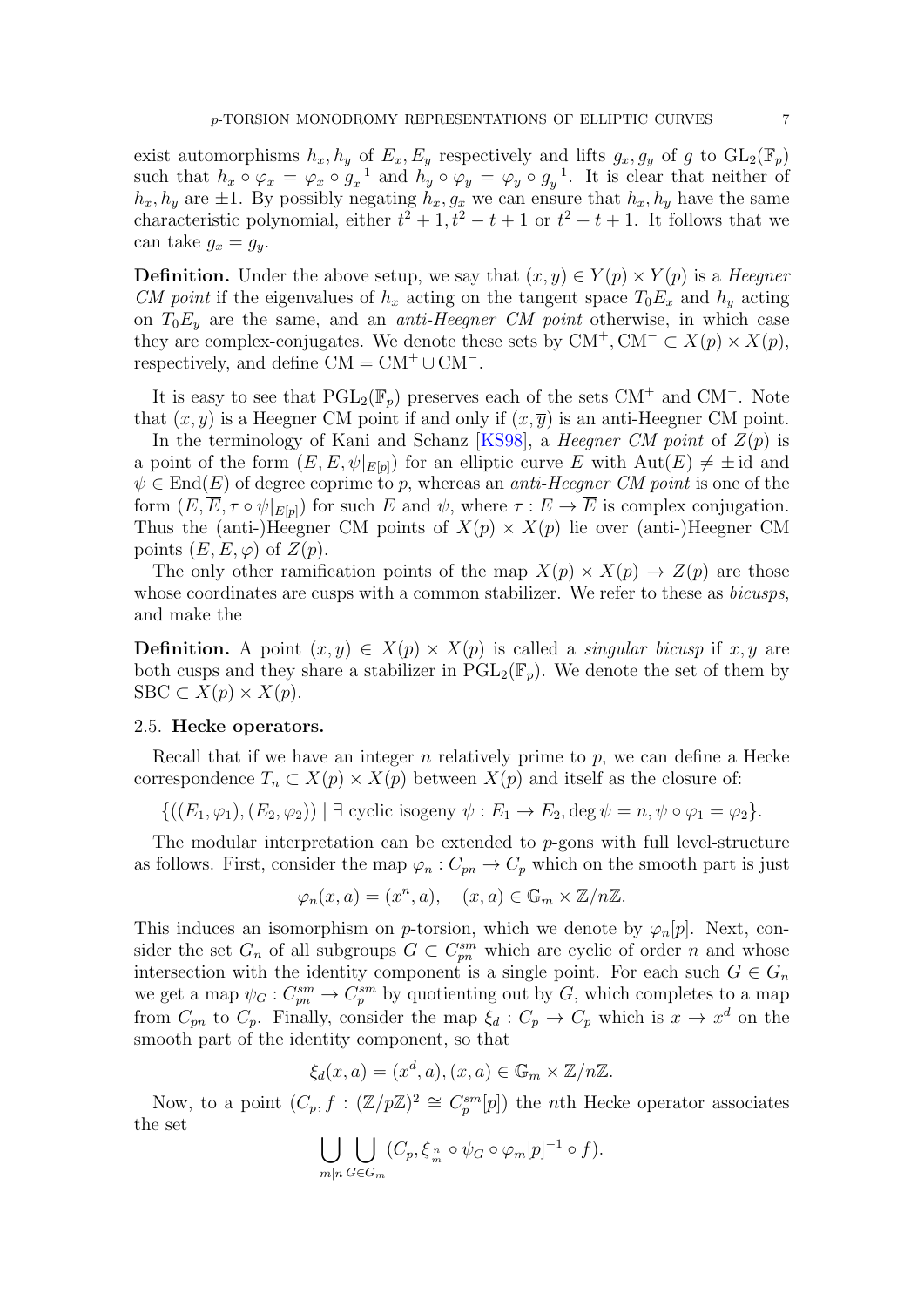exist automorphisms $h_x, h_y$ of $E_x, E_y$ respectively and lifts $g_x, g_y$ of $g$ to $\mathrm{GL}_2(\mathbb{F}_p)$ such that $h_x \circ \varphi_x = \varphi_x \circ g_x^{-1}$ and $h_y \circ \varphi_y = \varphi_y \circ g_y^{-1}$. It is clear that neither of $h_x, h_y$ are $\pm 1$. By possibly negating $h_x, g_x$ we can ensure that $h_x, h_y$ have the same characteristic polynomial, either $t^2+1, t^2-t+1$ or $t^2+t+1$. It follows that we can take $g_x = g_y$.

**Definition.** Under the above setup, we say that $(x, y) \in Y(p) \times Y(p)$ is a *Heegner CM point* if the eigenvalues of $h_x$ acting on the tangent space $T_0 E_x$ and $h_y$ acting on $T_0 E_y$ are the same, and an *anti-Heegner CM point* otherwise, in which case they are complex-conjugates. We denote these sets by $\mathrm{CM}^+, \mathrm{CM}^- \subset X(p) \times X(p)$, respectively, and define $\mathrm{CM} = \mathrm{CM}^+ \cup \mathrm{CM}^-$.

It is easy to see that $\mathrm{PGL}_2(\mathbb{F}_p)$ preserves each of the sets $\mathrm{CM}^+$ and $\mathrm{CM}^-$. Note that $(x, y)$ is a Heegner CM point if and only if $(x, \overline{y})$ is an anti-Heegner CM point.

In the terminology of Kani and Schanz [KS98], a *Heegner CM point* of $Z(p)$ is a point of the form $(E, E, \psi|_{E[p]})$ for an elliptic curve $E$ with $\mathrm{Aut}(E) \neq \pm\mathrm{id}$ and $\psi \in \mathrm{End}(E)$ of degree coprime to $p$, whereas an *anti-Heegner CM point* is one of the form $(E, \overline{E}, \tau \circ \psi|_{E[p]})$ for such $E$ and $\psi$, where $\tau : E \to \overline{E}$ is complex conjugation. Thus the (anti-)Heegner CM points of $X(p) \times X(p)$ lie over (anti-)Heegner CM points $(E, E, \varphi)$ of $Z(p)$.

The only other ramification points of the map $X(p) \times X(p) \to Z(p)$ are those whose coordinates are cusps with a common stabilizer. We refer to these as *bicusps*, and make the

**Definition.** A point $(x, y) \in X(p) \times X(p)$ is called a *singular bicusp* if $x, y$ are both cusps and they share a stabilizer in $\mathrm{PGL}_2(\mathbb{F}_p)$. We denote the set of them by $\mathrm{SBC} \subset X(p) \times X(p)$.

### 2.5. Hecke operators.

Recall that if we have an integer $n$ relatively prime to $p$, we can define a Hecke correspondence $T_n \subset X(p) \times X(p)$ between $X(p)$ and itself as the closure of:

$$\{((E_1, \varphi_1), (E_2, \varphi_2)) \mid \exists \text{ cyclic isogeny } \psi : E_1 \to E_2, \deg\psi = n, \psi \circ \varphi_1 = \varphi_2\}.$$

The modular interpretation can be extended to $p$-gons with full level-structure as follows. First, consider the map $\varphi_n : C_{pn} \to C_p$ which on the smooth part is just

$$\varphi_n(x, a) = (x^n, a), \quad (x, a) \in \mathbb{G}_m \times \mathbb{Z}/n\mathbb{Z}.$$

This induces an isomorphism on $p$-torsion, which we denote by $\varphi_n[p]$. Next, consider the set $G_n$ of all subgroups $G \subset C_{pn}^{sm}$ which are cyclic of order $n$ and whose intersection with the identity component is a single point. For each such $G \in G_n$ we get a map $\psi_G : C_{pn}^{sm} \to C_p^{sm}$ by quotienting out by $G$, which completes to a map from $C_{pn}$ to $C_p$. Finally, consider the map $\xi_d : C_p \to C_p$ which is $x \to x^d$ on the smooth part of the identity component, so that

$$\xi_d(x, a) = (x^d, a), (x, a) \in \mathbb{G}_m \times \mathbb{Z}/n\mathbb{Z}.$$

Now, to a point $(C_p, f : (\mathbb{Z}/p\mathbb{Z})^2 \cong C_p^{sm}[p])$ the $n$th Hecke operator associates the set

$$\bigcup_{m|n} \bigcup_{G \in G_m} (C_p, \xi_{\frac{n}{m}} \circ \psi_G \circ \varphi_m[p]^{-1} \circ f).$$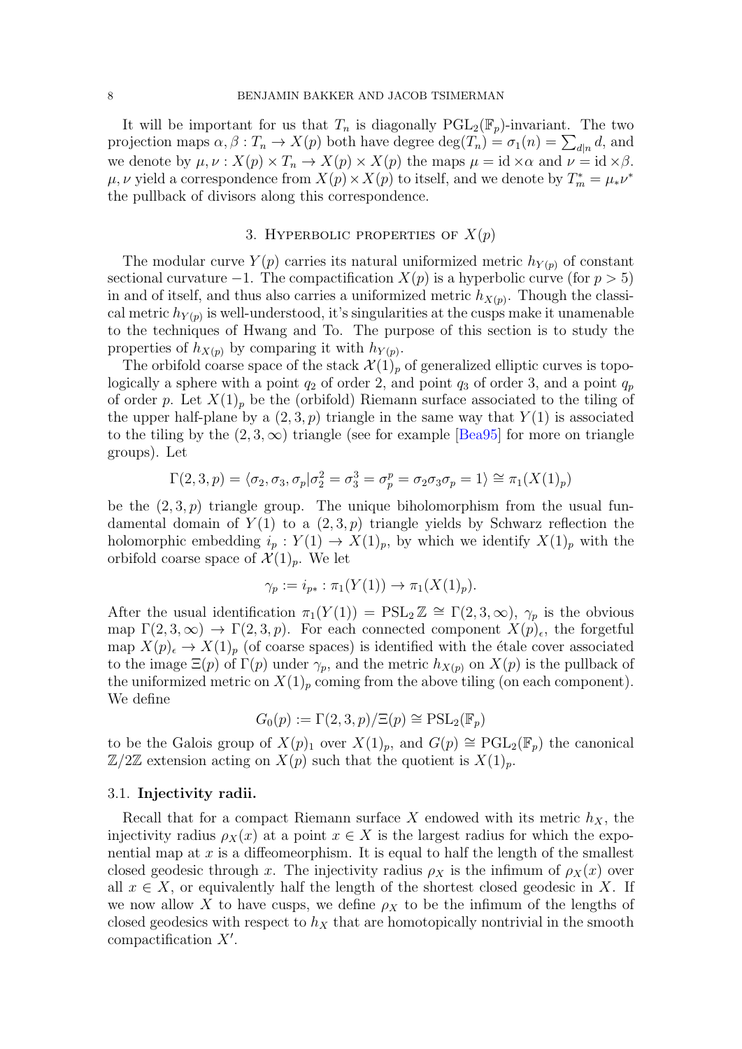It will be important for us that $T_n$ is diagonally $\mathrm{PGL}_2(\mathbb{F}_p)$-invariant. The two projection maps $\alpha, \beta : T_n \to X(p)$ both have degree $\deg(T_n) = \sigma_1(n) = \sum_{d|n} d$, and we denote by $\mu, \nu : X(p) \times T_n \to X(p) \times X(p)$ the maps $\mu = \mathrm{id} \times \alpha$ and $\nu = \mathrm{id} \times \beta$. $\mu, \nu$ yield a correspondence from $X(p) \times X(p)$ to itself, and we denote by $T^*_m = \mu_* \nu^*$ the pullback of divisors along this correspondence.

## 3. Hyperbolic properties of $X(p)$

The modular curve $Y(p)$ carries its natural uniformized metric $h_{Y(p)}$ of constant sectional curvature $-1$. The compactification $X(p)$ is a hyperbolic curve (for $p > 5$) in and of itself, and thus also carries a uniformized metric $h_{X(p)}$. Though the classical metric $h_{Y(p)}$ is well-understood, it's singularities at the cusps make it unamenable to the techniques of Hwang and To. The purpose of this section is to study the properties of $h_{X(p)}$ by comparing it with $h_{Y(p)}$.

The orbifold coarse space of the stack $\mathcal{X}(1)_p$ of generalized elliptic curves is topologically a sphere with a point $q_2$ of order 2, and point $q_3$ of order 3, and a point $q_p$ of order $p$. Let $X(1)_p$ be the (orbifold) Riemann surface associated to the tiling of the upper half-plane by a $(2, 3, p)$ triangle in the same way that $Y(1)$ is associated to the tiling by the $(2, 3, \infty)$ triangle (see for example [Bea95] for more on triangle groups). Let

$$\Gamma(2, 3, p) = \langle \sigma_2, \sigma_3, \sigma_p | \sigma_2^2 = \sigma_3^3 = \sigma_p^p = \sigma_2\sigma_3\sigma_p = 1\rangle \cong \pi_1(X(1)_p)$$

be the $(2, 3, p)$ triangle group. The unique biholomorphism from the usual fundamental domain of $Y(1)$ to a $(2, 3, p)$ triangle yields by Schwarz reflection the holomorphic embedding $i_p : Y(1) \to X(1)_p$, by which we identify $X(1)_p$ with the orbifold coarse space of $\mathcal{X}(1)_p$. We let

$$\gamma_p := i_{p*} : \pi_1(Y(1)) \to \pi_1(X(1)_p).$$

After the usual identification $\pi_1(Y(1)) = \mathrm{PSL}_2\mathbb{Z} \cong \Gamma(2, 3, \infty)$, $\gamma_p$ is the obvious map $\Gamma(2, 3, \infty) \to \Gamma(2, 3, p)$. For each connected component $X(p)_\epsilon$, the forgetful map $X(p)_\epsilon \to X(1)_p$ (of coarse spaces) is identified with the étale cover associated to the image $\Xi(p)$ of $\Gamma(p)$ under $\gamma_p$, and the metric $h_{X(p)}$ on $X(p)$ is the pullback of the uniformized metric on $X(1)_p$ coming from the above tiling (on each component). We define

$$G_0(p) := \Gamma(2, 3, p)/\Xi(p) \cong \mathrm{PSL}_2(\mathbb{F}_p)$$

to be the Galois group of $X(p)_1$ over $X(1)_p$, and $G(p) \cong \mathrm{PGL}_2(\mathbb{F}_p)$ the canonical $\mathbb{Z}/2\mathbb{Z}$ extension acting on $X(p)$ such that the quotient is $X(1)_p$.

### 3.1. Injectivity radii.

Recall that for a compact Riemann surface $X$ endowed with its metric $h_X$, the injectivity radius $\rho_X(x)$ at a point $x \in X$ is the largest radius for which the exponential map at $x$ is a diffeomeorphism. It is equal to half the length of the smallest closed geodesic through $x$. The injectivity radius $\rho_X$ is the infimum of $\rho_X(x)$ over all $x \in X$, or equivalently half the length of the shortest closed geodesic in $X$. If we now allow $X$ to have cusps, we define $\rho_X$ to be the infimum of the lengths of closed geodesics with respect to $h_X$ that are homotopically nontrivial in the smooth compactification $X'$.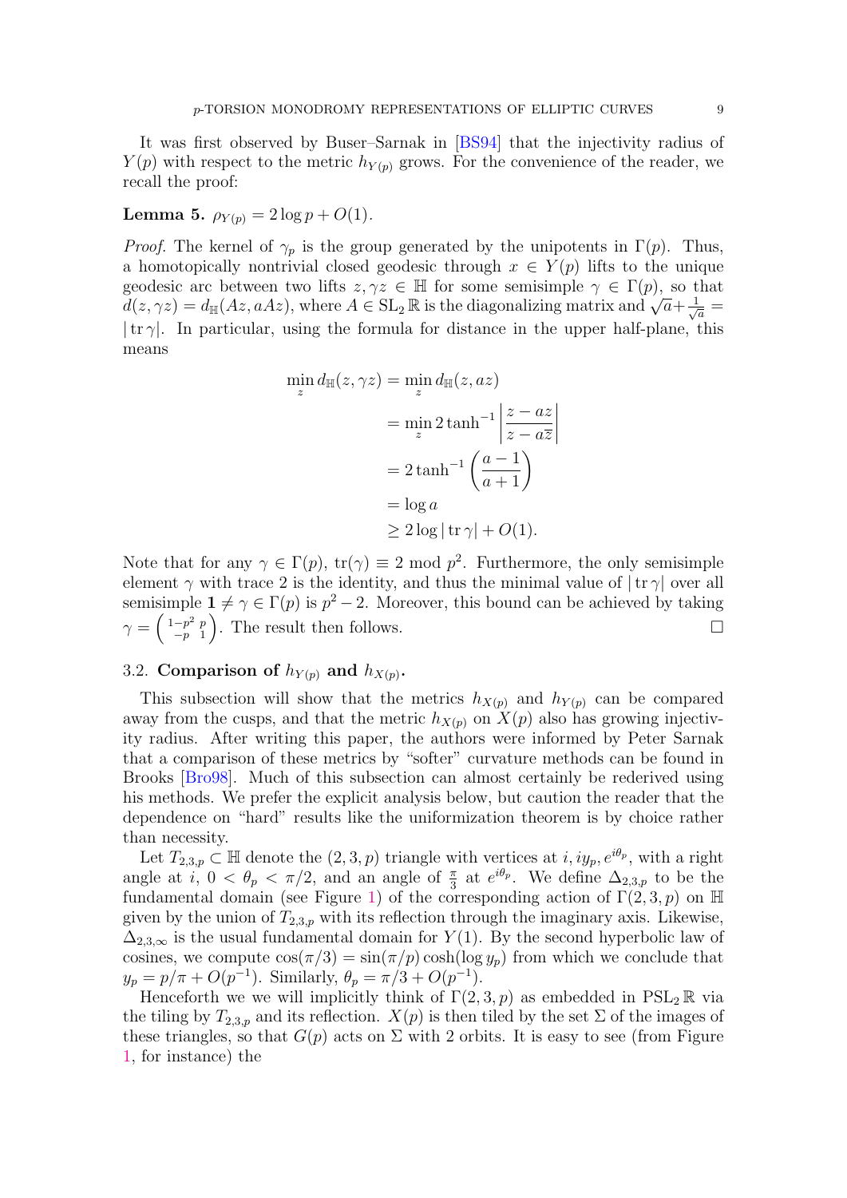It was first observed by Buser–Sarnak in [BS94] that the injectivity radius of $Y(p)$ with respect to the metric $h_{Y(p)}$ grows. For the convenience of the reader, we recall the proof:

**Lemma 5.** $\rho_{Y(p)} = 2\log p + O(1)$.

*Proof.* The kernel of $\gamma_p$ is the group generated by the unipotents in $\Gamma(p)$. Thus, a homotopically nontrivial closed geodesic through $x \in Y(p)$ lifts to the unique geodesic arc between two lifts $z, \gamma z \in \mathbb{H}$ for some semisimple $\gamma \in \Gamma(p)$, so that $d(z, \gamma z) = d_{\mathbb{H}}(Az, aAz)$, where $A \in \mathrm{SL}_2\,\mathbb{R}$ is the diagonalizing matrix and $\sqrt{a} + \frac{1}{\sqrt{a}} = |\operatorname{tr}\gamma|$. In particular, using the formula for distance in the upper half-plane, this means

$$
\begin{aligned}
\min_z d_{\mathbb{H}}(z, \gamma z) &= \min_z d_{\mathbb{H}}(z, az) \\
&= \min_z 2\tanh^{-1}\left|\frac{z - az}{z - a\bar{z}}\right| \\
&= 2\tanh^{-1}\left(\frac{a-1}{a+1}\right) \\
&= \log a \\
&\geq 2\log|\operatorname{tr}\gamma| + O(1).
\end{aligned}
$$

Note that for any $\gamma \in \Gamma(p)$, $\operatorname{tr}(\gamma) \equiv 2 \bmod p^2$. Furthermore, the only semisimple element $\gamma$ with trace 2 is the identity, and thus the minimal value of $|\operatorname{tr}\gamma|$ over all semisimple $\mathbf{1} \neq \gamma \in \Gamma(p)$ is $p^2 - 2$. Moreover, this bound can be achieved by taking $\gamma = \begin{pmatrix} 1-p^2 & p \\ -p & 1 \end{pmatrix}$. The result then follows. $\square$

### 3.2. Comparison of $h_{Y(p)}$ and $h_{X(p)}$.

This subsection will show that the metrics $h_{X(p)}$ and $h_{Y(p)}$ can be compared away from the cusps, and that the metric $h_{X(p)}$ on $X(p)$ also has growing injectivity radius. After writing this paper, the authors were informed by Peter Sarnak that a comparison of these metrics by "softer" curvature methods can be found in Brooks [Bro98]. Much of this subsection can almost certainly be rederived using his methods. We prefer the explicit analysis below, but caution the reader that the dependence on "hard" results like the uniformization theorem is by choice rather than necessity.

Let $T_{2,3,p} \subset \mathbb{H}$ denote the $(2,3,p)$ triangle with vertices at $i, iy_p, e^{i\theta_p}$, with a right angle at $i$, $0 < \theta_p < \pi/2$, and an angle of $\frac{\pi}{3}$ at $e^{i\theta_p}$. We define $\Delta_{2,3,p}$ to be the fundamental domain (see Figure 1) of the corresponding action of $\Gamma(2,3,p)$ on $\mathbb{H}$ given by the union of $T_{2,3,p}$ with its reflection through the imaginary axis. Likewise, $\Delta_{2,3,\infty}$ is the usual fundamental domain for $Y(1)$. By the second hyperbolic law of cosines, we compute $\cos(\pi/3) = \sin(\pi/p)\cosh(\log y_p)$ from which we conclude that $y_p = p/\pi + O(p^{-1})$. Similarly, $\theta_p = \pi/3 + O(p^{-1})$.

Henceforth we we will implicitly think of $\Gamma(2,3,p)$ as embedded in $\mathrm{PSL}_2\,\mathbb{R}$ via the tiling by $T_{2,3,p}$ and its reflection. $X(p)$ is then tiled by the set $\Sigma$ of the images of these triangles, so that $G(p)$ acts on $\Sigma$ with 2 orbits. It is easy to see (from Figure 1, for instance) the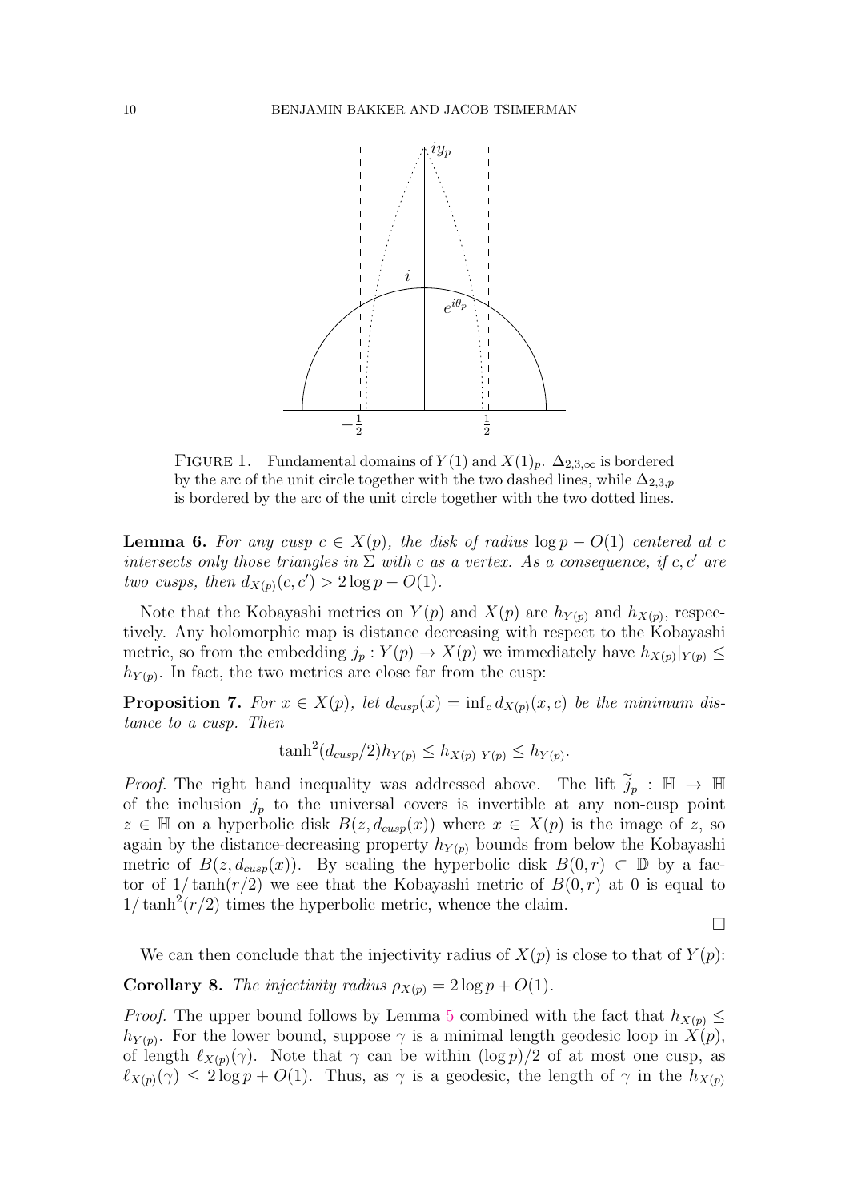FIGURE 1. Fundamental domains of $Y(1)$ and $X(1)_p$. $\Delta_{2,3,\infty}$ is bordered by the arc of the unit circle together with the two dashed lines, while $\Delta_{2,3,p}$ is bordered by the arc of the unit circle together with the two dotted lines.

**Lemma 6.** *For any cusp $c \in X(p)$, the disk of radius $\log p - O(1)$ centered at $c$ intersects only those triangles in $\Sigma$ with $c$ as a vertex. As a consequence, if $c, c'$ are two cusps, then $d_{X(p)}(c, c') > 2\log p - O(1)$.*

Note that the Kobayashi metrics on $Y(p)$ and $X(p)$ are $h_{Y(p)}$ and $h_{X(p)}$, respectively. Any holomorphic map is distance decreasing with respect to the Kobayashi metric, so from the embedding $j_p : Y(p) \to X(p)$ we immediately have $h_{X(p)}|_{Y(p)} \leq h_{Y(p)}$. In fact, the two metrics are close far from the cusp:

**Proposition 7.** *For $x \in X(p)$, let $d_{cusp}(x) = \inf_c d_{X(p)}(x, c)$ be the minimum distance to a cusp. Then*

$$\tanh^2(d_{cusp}/2) h_{Y(p)} \leq h_{X(p)}|_{Y(p)} \leq h_{Y(p)}.$$

*Proof.* The right hand inequality was addressed above. The lift $\widetilde{j}_p : \mathbb{H} \to \mathbb{H}$ of the inclusion $j_p$ to the universal covers is invertible at any non-cusp point $z \in \mathbb{H}$ on a hyperbolic disk $B(z, d_{cusp}(x))$ where $x \in X(p)$ is the image of $z$, so again by the distance-decreasing property $h_{Y(p)}$ bounds from below the Kobayashi metric of $B(z, d_{cusp}(x))$. By scaling the hyperbolic disk $B(0, r) \subset \mathbb{D}$ by a factor of $1/\tanh(r/2)$ we see that the Kobayashi metric of $B(0, r)$ at 0 is equal to $1/\tanh^2(r/2)$ times the hyperbolic metric, whence the claim. $\square$

We can then conclude that the injectivity radius of $X(p)$ is close to that of $Y(p)$:

**Corollary 8.** *The injectivity radius $\rho_{X(p)} = 2\log p + O(1)$.*

*Proof.* The upper bound follows by Lemma 5 combined with the fact that $h_{X(p)} \leq h_{Y(p)}$. For the lower bound, suppose $\gamma$ is a minimal length geodesic loop in $X(p)$, of length $\ell_{X(p)}(\gamma)$. Note that $\gamma$ can be within $(\log p)/2$ of at most one cusp, as $\ell_{X(p)}(\gamma) \leq 2\log p + O(1)$. Thus, as $\gamma$ is a geodesic, the length of $\gamma$ in the $h_{X(p)}$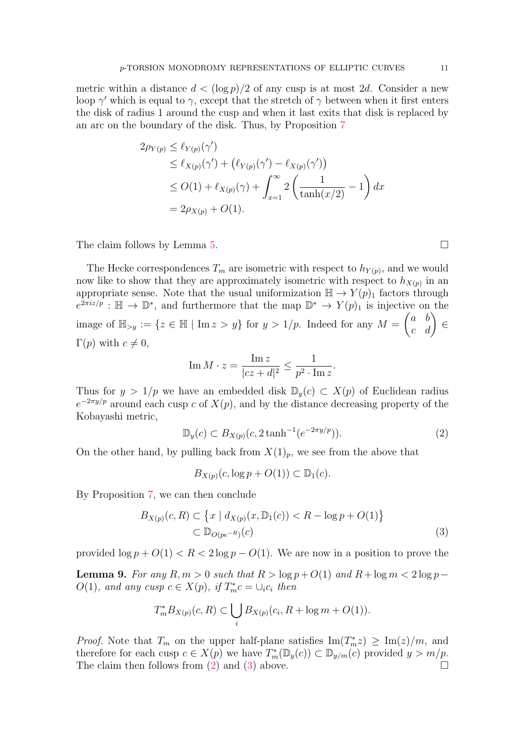metric within a distance $d < (\log p)/2$ of any cusp is at most $2d$. Consider a new loop $\gamma'$ which is equal to $\gamma$, except that the stretch of $\gamma$ between when it first enters the disk of radius 1 around the cusp and when it last exits that disk is replaced by an arc on the boundary of the disk. Thus, by Proposition 7

$$
\begin{aligned}
2\rho_{Y(p)} &\leq \ell_{Y(p)}(\gamma') \\
&\leq \ell_{X(p)}(\gamma') + \left(\ell_{Y(p)}(\gamma') - \ell_{X(p)}(\gamma')\right) \\
&\leq O(1) + \ell_{X(p)}(\gamma) + \int_{x=1}^{\infty} 2\left(\frac{1}{\tanh(x/2)} - 1\right) dx \\
&= 2\rho_{X(p)} + O(1).
\end{aligned}
$$

The claim follows by Lemma 5. ∎

The Hecke correspondences $T_m$ are isometric with respect to $h_{Y(p)}$, and we would now like to show that they are approximately isometric with respect to $h_{X(p)}$ in an appropriate sense. Note that the usual uniformization $\mathbb{H} \to Y(p)_1$ factors through $e^{2\pi i z/p} : \mathbb{H} \to \mathbb{D}^*$, and furthermore that the map $\mathbb{D}^* \to Y(p)_1$ is injective on the image of $\mathbb{H}_{>y} := \{z \in \mathbb{H} \mid \operatorname{Im} z > y\}$ for $y > 1/p$. Indeed for any $M = \begin{pmatrix} a & b \\ c & d \end{pmatrix} \in \Gamma(p)$ with $c \neq 0$,

$$
\operatorname{Im} M \cdot z = \frac{\operatorname{Im} z}{|cz+d|^2} \leq \frac{1}{p^2 \cdot \operatorname{Im} z}.
$$

Thus for $y > 1/p$ we have an embedded disk $\mathbb{D}_y(c) \subset X(p)$ of Euclidean radius $e^{-2\pi y/p}$ around each cusp $c$ of $X(p)$, and by the distance decreasing property of the Kobayashi metric,

$$
\mathbb{D}_y(c) \subset B_{X(p)}(c, 2\tanh^{-1}(e^{-2\pi y/p})). \tag{2}
$$

On the other hand, by pulling back from $X(1)_p$, we see from the above that

$$
B_{X(p)}(c, \log p + O(1)) \subset \mathbb{D}_1(c).
$$

By Proposition 7, we can then conclude

$$
\begin{aligned}
B_{X(p)}(c, R) &\subset \left\{x \mid d_{X(p)}(x, \mathbb{D}_1(c)) < R - \log p + O(1)\right\} \\
&\subset \mathbb{D}_{O(pe^{-R})}(c)
\end{aligned} \tag{3}
$$

provided $\log p + O(1) < R < 2\log p - O(1)$. We are now in a position to prove the

**Lemma 9.** *For any $R, m > 0$ such that $R > \log p + O(1)$ and $R + \log m < 2\log p - O(1)$, and any cusp $c \in X(p)$, if $T_m^* c = \cup_i c_i$ then*

$$
T_m^* B_{X(p)}(c, R) \subset \bigcup_i B_{X(p)}(c_i, R + \log m + O(1)).
$$

*Proof.* Note that $T_m$ on the upper half-plane satisfies $\operatorname{Im}(T_m^* z) \geq \operatorname{Im}(z)/m$, and therefore for each cusp $c \in X(p)$ we have $T_m^*(\mathbb{D}_y(c)) \subset \mathbb{D}_{y/m}(c)$ provided $y > m/p$. The claim then follows from (2) and (3) above. ∎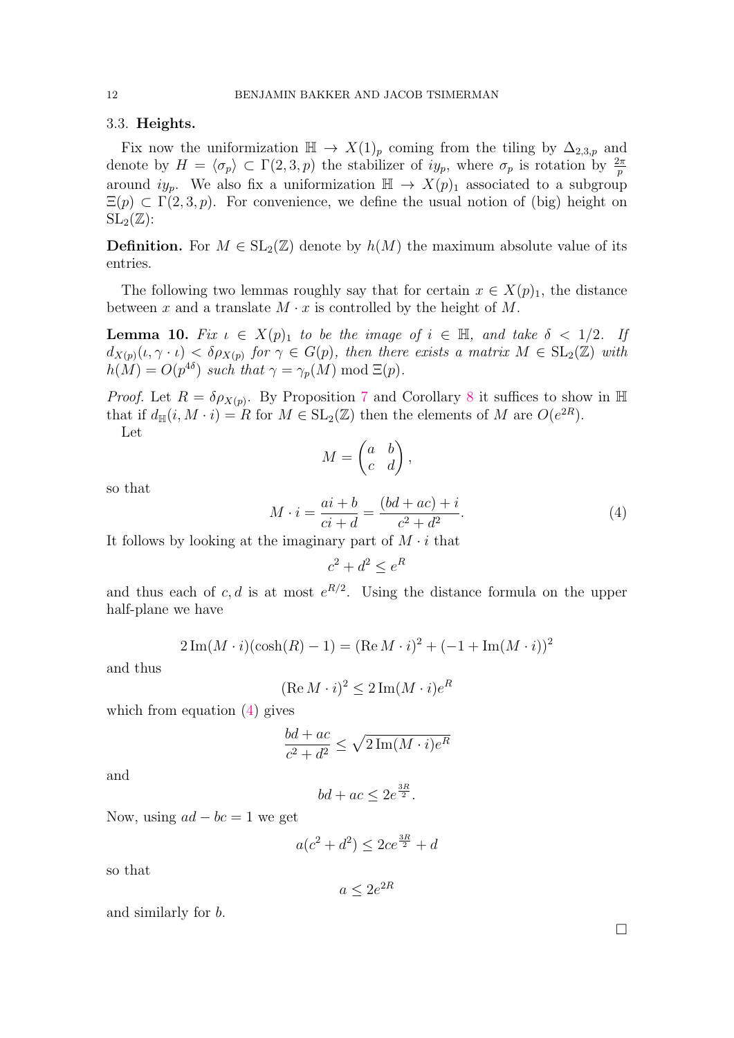### 3.3. Heights.

Fix now the uniformization $\mathbb{H} \to X(1)_p$ coming from the tiling by $\Delta_{2,3,p}$ and denote by $H = \langle \sigma_p \rangle \subset \Gamma(2,3,p)$ the stabilizer of $iy_p$, where $\sigma_p$ is rotation by $\frac{2\pi}{p}$ around $iy_p$. We also fix a uniformization $\mathbb{H} \to X(p)_1$ associated to a subgroup $\Xi(p) \subset \Gamma(2,3,p)$. For convenience, we define the usual notion of (big) height on $\mathrm{SL}_2(\mathbb{Z})$:

**Definition.** For $M \in \mathrm{SL}_2(\mathbb{Z})$ denote by $h(M)$ the maximum absolute value of its entries.

The following two lemmas roughly say that for certain $x \in X(p)_1$, the distance between $x$ and a translate $M \cdot x$ is controlled by the height of $M$.

**Lemma 10.** *Fix $\iota \in X(p)_1$ to be the image of $i \in \mathbb{H}$, and take $\delta < 1/2$. If $d_{X(p)}(\iota, \gamma \cdot \iota) < \delta \rho_{X(p)}$ for $\gamma \in G(p)$, then there exists a matrix $M \in \mathrm{SL}_2(\mathbb{Z})$ with $h(M) = O(p^{4\delta})$ such that $\gamma = \gamma_p(M) \bmod \Xi(p)$.*

*Proof.* Let $R = \delta \rho_{X(p)}$. By Proposition 7 and Corollary 8 it suffices to show in $\mathbb{H}$ that if $d_{\mathbb{H}}(i, M \cdot i) = R$ for $M \in \mathrm{SL}_2(\mathbb{Z})$ then the elements of $M$ are $O(e^{2R})$.

Let

$$M = \begin{pmatrix} a & b \\ c & d \end{pmatrix},$$

so that

$$M \cdot i = \frac{ai + b}{ci + d} = \frac{(bd + ac) + i}{c^2 + d^2}. \tag{4}$$

It follows by looking at the imaginary part of $M \cdot i$ that

$$c^2 + d^2 \leq e^R$$

and thus each of $c, d$ is at most $e^{R/2}$. Using the distance formula on the upper half-plane we have

$$2\,\mathrm{Im}(M \cdot i)(\cosh(R) - 1) = (\mathrm{Re}\, M \cdot i)^2 + (-1 + \mathrm{Im}(M \cdot i))^2$$

and thus

$$(\mathrm{Re}\, M \cdot i)^2 \leq 2\,\mathrm{Im}(M \cdot i) e^R$$

which from equation (4) gives

$$\frac{bd + ac}{c^2 + d^2} \leq \sqrt{2\,\mathrm{Im}(M \cdot i) e^R}$$

and

$$bd + ac \leq 2e^{\frac{3R}{2}}.$$

Now, using $ad - bc = 1$ we get

$$a(c^2 + d^2) \leq 2ce^{\frac{3R}{2}} + d$$

so that

$$a \leq 2e^{2R}$$

and similarly for $b$.

□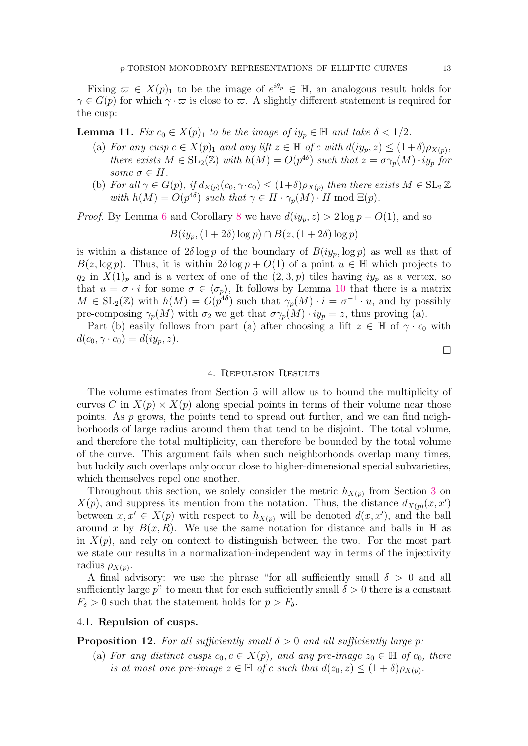Fixing $\varpi \in X(p)_1$ to be the image of $e^{i\theta_p} \in \mathbb{H}$, an analogous result holds for $\gamma \in G(p)$ for which $\gamma \cdot \varpi$ is close to $\varpi$. A slightly different statement is required for the cusp:

**Lemma 11.** *Fix $c_0 \in X(p)_1$ to be the image of $iy_p \in \mathbb{H}$ and take $\delta < 1/2$.*

(a) *For any cusp $c \in X(p)_1$ and any lift $z \in \mathbb{H}$ of $c$ with $d(iy_p, z) \leq (1+\delta)\rho_{X(p)}$, there exists $M \in \mathrm{SL}_2(\mathbb{Z})$ with $h(M) = O(p^{4\delta})$ such that $z = \sigma\gamma_p(M) \cdot iy_p$ for some $\sigma \in H$.*

(b) *For all $\gamma \in G(p)$, if $d_{X(p)}(c_0, \gamma \cdot c_0) \leq (1+\delta)\rho_{X(p)}$ then there exists $M \in \mathrm{SL}_2 \mathbb{Z}$ with $h(M) = O(p^{4\delta})$ such that $\gamma \in H \cdot \gamma_p(M) \cdot H \mod \Xi(p)$.*

*Proof.* By Lemma 6 and Corollary 8 we have $d(iy_p, z) > 2\log p - O(1)$, and so

$$B(iy_p, (1+2\delta)\log p) \cap B(z, (1+2\delta)\log p)$$

is within a distance of $2\delta \log p$ of the boundary of $B(iy_p, \log p)$ as well as that of $B(z, \log p)$. Thus, it is within $2\delta \log p + O(1)$ of a point $u \in \mathbb{H}$ which projects to $q_2$ in $X(1)_p$ and is a vertex of one of the $(2,3,p)$ tiles having $iy_p$ as a vertex, so that $u = \sigma \cdot i$ for some $\sigma \in \langle \sigma_p \rangle$, It follows by Lemma 10 that there is a matrix $M \in \mathrm{SL}_2(\mathbb{Z})$ with $h(M) = O(p^{4\delta})$ such that $\gamma_p(M) \cdot i = \sigma^{-1} \cdot u$, and by possibly pre-composing $\gamma_p(M)$ with $\sigma_2$ we get that $\sigma\gamma_p(M) \cdot iy_p = z$, thus proving (a).

Part (b) easily follows from part (a) after choosing a lift $z \in \mathbb{H}$ of $\gamma \cdot c_0$ with $d(c_0, \gamma \cdot c_0) = d(iy_p, z)$. $\square$

## 4. Repulsion Results

The volume estimates from Section 5 will allow us to bound the multiplicity of curves $C$ in $X(p) \times X(p)$ along special points in terms of their volume near those points. As $p$ grows, the points tend to spread out further, and we can find neighborhoods of large radius around them that tend to be disjoint. The total volume, and therefore the total multiplicity, can therefore be bounded by the total volume of the curve. This argument fails when such neighborhoods overlap many times, but luckily such overlaps only occur close to higher-dimensional special subvarieties, which themselves repel one another.

Throughout this section, we solely consider the metric $h_{X(p)}$ from Section 3 on $X(p)$, and suppress its mention from the notation. Thus, the distance $d_{X(p)}(x, x')$ between $x, x' \in X(p)$ with respect to $h_{X(p)}$ will be denoted $d(x, x')$, and the ball around $x$ by $B(x, R)$. We use the same notation for distance and balls in $\mathbb{H}$ as in $X(p)$, and rely on context to distinguish between the two. For the most part we state our results in a normalization-independent way in terms of the injectivity radius $\rho_{X(p)}$.

A final advisory: we use the phrase "for all sufficiently small $\delta > 0$ and all sufficiently large $p$" to mean that for each sufficiently small $\delta > 0$ there is a constant $F_\delta > 0$ such that the statement holds for $p > F_\delta$.

### 4.1. Repulsion of cusps.

**Proposition 12.** *For all sufficiently small $\delta > 0$ and all sufficiently large $p$:*

(a) *For any distinct cusps $c_0, c \in X(p)$, and any pre-image $z_0 \in \mathbb{H}$ of $c_0$, there is at most one pre-image $z \in \mathbb{H}$ of $c$ such that $d(z_0, z) \leq (1+\delta)\rho_{X(p)}$.*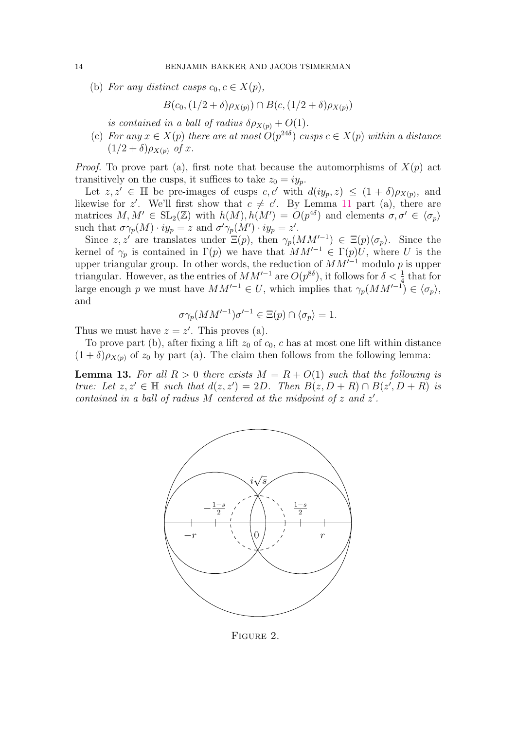(b) *For any distinct cusps $c_0, c \in X(p)$,*

$$B(c_0, (1/2+\delta)\rho_{X(p)}) \cap B(c, (1/2+\delta)\rho_{X(p)})$$

*is contained in a ball of radius $\delta\rho_{X(p)} + O(1)$.*

(c) *For any $x \in X(p)$ there are at most $O(p^{24\delta})$ cusps $c \in X(p)$ within a distance $(1/2+\delta)\rho_{X(p)}$ of $x$.*

*Proof.* To prove part (a), first note that because the automorphisms of $X(p)$ act transitively on the cusps, it suffices to take $z_0 = iy_p$.

Let $z, z' \in \mathbb{H}$ be pre-images of cusps $c, c'$ with $d(iy_p, z) \leq (1+\delta)\rho_{X(p)}$, and likewise for $z'$. We'll first show that $c \neq c'$. By Lemma 11 part (a), there are matrices $M, M' \in \mathrm{SL}_2(\mathbb{Z})$ with $h(M), h(M') = O(p^{4\delta})$ and elements $\sigma, \sigma' \in \langle \sigma_p \rangle$ such that $\sigma\gamma_p(M) \cdot iy_p = z$ and $\sigma'\gamma_p(M') \cdot iy_p = z'$.

Since $z, z'$ are translates under $\Xi(p)$, then $\gamma_p(MM'^{-1}) \in \Xi(p)\langle\sigma_p\rangle$. Since the kernel of $\gamma_p$ is contained in $\Gamma(p)$ we have that $MM'^{-1} \in \Gamma(p)U$, where $U$ is the upper triangular group. In other words, the reduction of $MM'^{-1}$ modulo $p$ is upper triangular. However, as the entries of $MM'^{-1}$ are $O(p^{8\delta})$, it follows for $\delta < \frac{1}{4}$ that for large enough $p$ we must have $MM'^{-1} \in U$, which implies that $\gamma_p(MM'^{-1}) \in \langle\sigma_p\rangle$, and

$$\sigma\gamma_p(MM'^{-1})\sigma'^{-1} \in \Xi(p) \cap \langle\sigma_p\rangle = 1.$$

Thus we must have $z = z'$. This proves (a).

To prove part (b), after fixing a lift $z_0$ of $c_0$, $c$ has at most one lift within distance $(1+\delta)\rho_{X(p)}$ of $z_0$ by part (a). The claim then follows from the following lemma:

**Lemma 13.** *For all $R > 0$ there exists $M = R + O(1)$ such that the following is true: Let $z, z' \in \mathbb{H}$ such that $d(z, z') = 2D$. Then $B(z, D+R) \cap B(z', D+R)$ is contained in a ball of radius $M$ centered at the midpoint of $z$ and $z'$.*

Figure 2.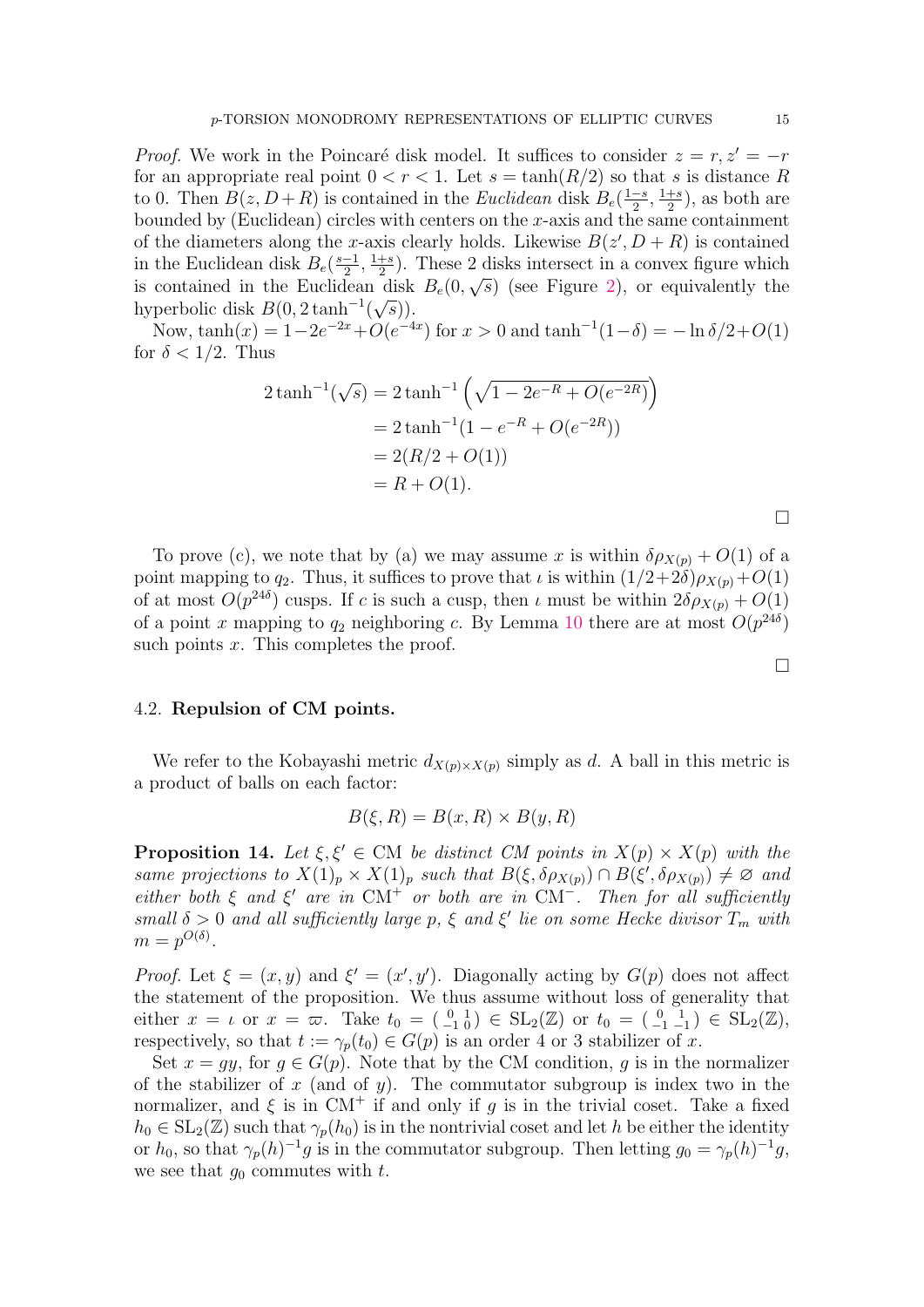*Proof.* We work in the Poincaré disk model. It suffices to consider $z = r, z' = -r$ for an appropriate real point $0 < r < 1$. Let $s = \tanh(R/2)$ so that $s$ is distance $R$ to 0. Then $B(z, D+R)$ is contained in the *Euclidean* disk $B_e(\frac{1-s}{2}, \frac{1+s}{2})$, as both are bounded by (Euclidean) circles with centers on the $x$-axis and the same containment of the diameters along the $x$-axis clearly holds. Likewise $B(z', D+R)$ is contained in the Euclidean disk $B_e(\frac{s-1}{2}, \frac{1+s}{2})$. These 2 disks intersect in a convex figure which is contained in the Euclidean disk $B_e(0, \sqrt{s})$ (see Figure 2), or equivalently the hyperbolic disk $B(0, 2\tanh^{-1}(\sqrt{s}))$.

Now, $\tanh(x) = 1 - 2e^{-2x} + O(e^{-4x})$ for $x > 0$ and $\tanh^{-1}(1-\delta) = -\ln\delta/2 + O(1)$ for $\delta < 1/2$. Thus

$$
\begin{aligned}
2\tanh^{-1}(\sqrt{s}) &= 2\tanh^{-1}\left(\sqrt{1 - 2e^{-R} + O(e^{-2R})}\right) \\
&= 2\tanh^{-1}(1 - e^{-R} + O(e^{-2R})) \\
&= 2(R/2 + O(1)) \\
&= R + O(1).
\end{aligned}
$$

□

To prove (c), we note that by (a) we may assume $x$ is within $\delta\rho_{X(p)} + O(1)$ of a point mapping to $q_2$. Thus, it suffices to prove that $\iota$ is within $(1/2+2\delta)\rho_{X(p)} + O(1)$ of at most $O(p^{24\delta})$ cusps. If $c$ is such a cusp, then $\iota$ must be within $2\delta\rho_{X(p)} + O(1)$ of a point $x$ mapping to $q_2$ neighboring $c$. By Lemma 10 there are at most $O(p^{24\delta})$ such points $x$. This completes the proof.

□

### 4.2. **Repulsion of CM points.**

We refer to the Kobayashi metric $d_{X(p)\times X(p)}$ simply as $d$. A ball in this metric is a product of balls on each factor:

$$
B(\xi, R) = B(x, R) \times B(y, R)
$$

**Proposition 14.** *Let $\xi, \xi' \in \mathrm{CM}$ be distinct CM points in $X(p) \times X(p)$ with the same projections to $X(1)_p \times X(1)_p$ such that $B(\xi, \delta\rho_{X(p)}) \cap B(\xi', \delta\rho_{X(p)}) \neq \varnothing$ and either both $\xi$ and $\xi'$ are in $\mathrm{CM}^+$ or both are in $\mathrm{CM}^-$. Then for all sufficiently small $\delta > 0$ and all sufficiently large $p$, $\xi$ and $\xi'$ lie on some Hecke divisor $T_m$ with $m = p^{O(\delta)}$.*

*Proof.* Let $\xi = (x, y)$ and $\xi' = (x', y')$. Diagonally acting by $G(p)$ does not affect the statement of the proposition. We thus assume without loss of generality that either $x = \iota$ or $x = \varpi$. Take $t_0 = \left(\begin{smallmatrix} 0 & 1 \\ -1 & 0 \end{smallmatrix}\right) \in \mathrm{SL}_2(\mathbb{Z})$ or $t_0 = \left(\begin{smallmatrix} 0 & 1 \\ -1 & -1 \end{smallmatrix}\right) \in \mathrm{SL}_2(\mathbb{Z})$, respectively, so that $t := \gamma_p(t_0) \in G(p)$ is an order 4 or 3 stabilizer of $x$.

Set $x = gy$, for $g \in G(p)$. Note that by the CM condition, $g$ is in the normalizer of the stabilizer of $x$ (and of $y$). The commutator subgroup is index two in the normalizer, and $\xi$ is in $\mathrm{CM}^+$ if and only if $g$ is in the trivial coset. Take a fixed $h_0 \in \mathrm{SL}_2(\mathbb{Z})$ such that $\gamma_p(h_0)$ is in the nontrivial coset and let $h$ be either the identity or $h_0$, so that $\gamma_p(h)^{-1}g$ is in the commutator subgroup. Then letting $g_0 = \gamma_p(h)^{-1}g$, we see that $g_0$ commutes with $t$.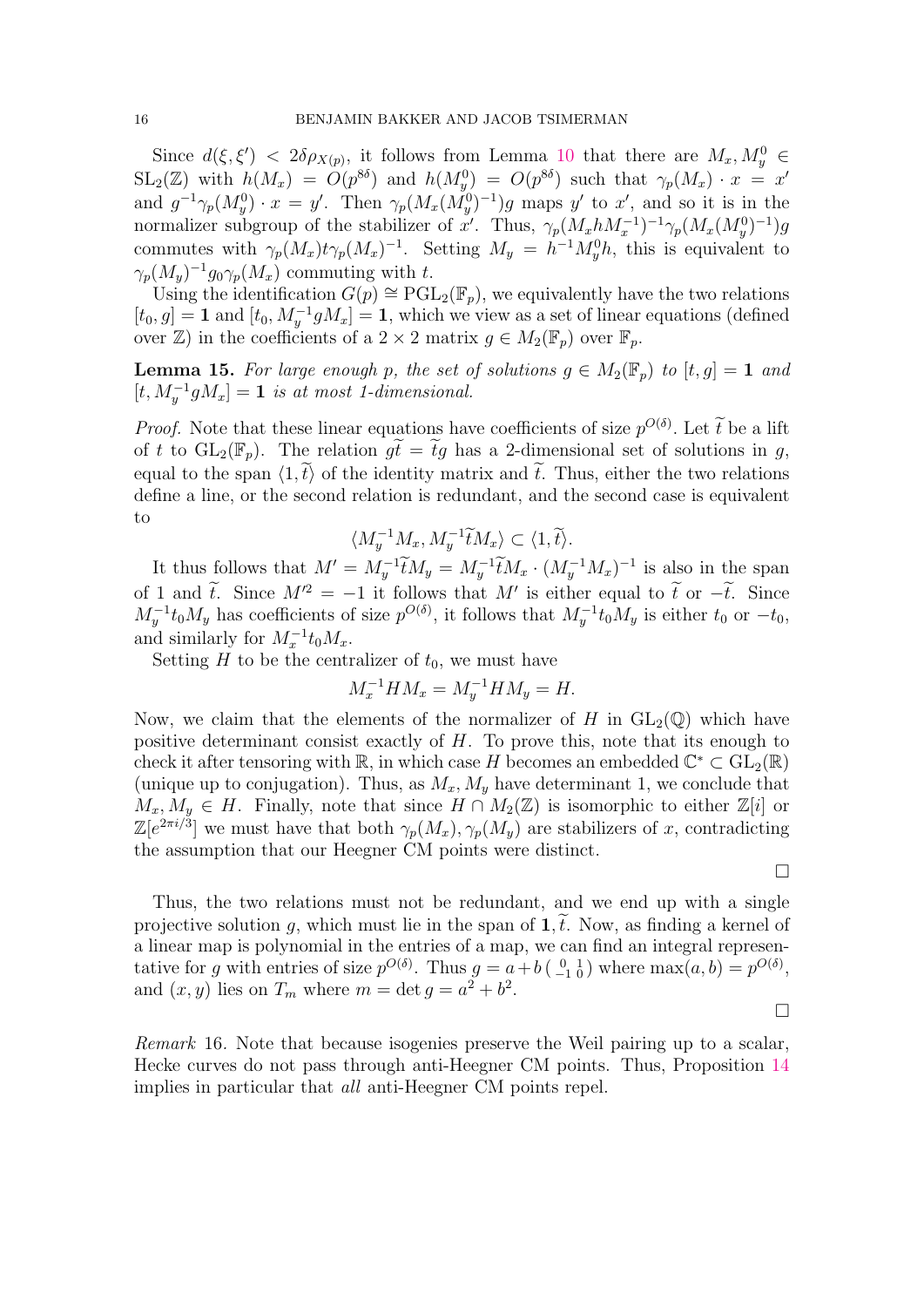Since $d(\xi, \xi') < 2\delta\rho_{X(p)}$, it follows from Lemma 10 that there are $M_x, M_y^0 \in \mathrm{SL}_2(\mathbb{Z})$ with $h(M_x) = O(p^{8\delta})$ and $h(M_y^0) = O(p^{8\delta})$ such that $\gamma_p(M_x) \cdot x = x'$ and $g^{-1}\gamma_p(M_y^0) \cdot x = y'$. Then $\gamma_p(M_x(M_y^0)^{-1})g$ maps $y'$ to $x'$, and so it is in the normalizer subgroup of the stabilizer of $x'$. Thus, $\gamma_p(M_x h M_x^{-1})^{-1}\gamma_p(M_x(M_y^0)^{-1})g$ commutes with $\gamma_p(M_x)t\gamma_p(M_x)^{-1}$. Setting $M_y = h^{-1}M_y^0 h$, this is equivalent to $\gamma_p(M_y)^{-1}g_0\gamma_p(M_x)$ commuting with $t$.

Using the identification $G(p) \cong \mathrm{PGL}_2(\mathbb{F}_p)$, we equivalently have the two relations $[t_0, g] = \mathbf{1}$ and $[t_0, M_y^{-1}gM_x] = \mathbf{1}$, which we view as a set of linear equations (defined over $\mathbb{Z}$) in the coefficients of a $2\times 2$ matrix $g \in M_2(\mathbb{F}_p)$ over $\mathbb{F}_p$.

**Lemma 15.** *For large enough $p$, the set of solutions $g \in M_2(\mathbb{F}_p)$ to $[t, g] = \mathbf{1}$ and $[t, M_y^{-1}gM_x] = \mathbf{1}$ is at most 1-dimensional.*

*Proof.* Note that these linear equations have coefficients of size $p^{O(\delta)}$. Let $\widetilde{t}$ be a lift of $t$ to $\mathrm{GL}_2(\mathbb{F}_p)$. The relation $g\widetilde{t} = \widetilde{t}g$ has a 2-dimensional set of solutions in $g$, equal to the span $\langle 1, \widetilde{t}\rangle$ of the identity matrix and $\widetilde{t}$. Thus, either the two relations define a line, or the second relation is redundant, and the second case is equivalent to

$$\langle M_y^{-1}M_x, M_y^{-1}\widetilde{t}M_x\rangle \subset \langle 1, \widetilde{t}\rangle.$$

It thus follows that $M' = M_y^{-1}\widetilde{t}M_y = M_y^{-1}\widetilde{t}M_x \cdot (M_y^{-1}M_x)^{-1}$ is also in the span of 1 and $\widetilde{t}$. Since $M'^2 = -1$ it follows that $M'$ is either equal to $\widetilde{t}$ or $-\widetilde{t}$. Since $M_y^{-1}t_0M_y$ has coefficients of size $p^{O(\delta)}$, it follows that $M_y^{-1}t_0M_y$ is either $t_0$ or $-t_0$, and similarly for $M_x^{-1}t_0M_x$.

Setting $H$ to be the centralizer of $t_0$, we must have

$$M_x^{-1}HM_x = M_y^{-1}HM_y = H.$$

Now, we claim that the elements of the normalizer of $H$ in $\mathrm{GL}_2(\mathbb{Q})$ which have positive determinant consist exactly of $H$. To prove this, note that its enough to check it after tensoring with $\mathbb{R}$, in which case $H$ becomes an embedded $\mathbb{C}^* \subset \mathrm{GL}_2(\mathbb{R})$ (unique up to conjugation). Thus, as $M_x, M_y$ have determinant 1, we conclude that $M_x, M_y \in H$. Finally, note that since $H \cap M_2(\mathbb{Z})$ is isomorphic to either $\mathbb{Z}[i]$ or $\mathbb{Z}[e^{2\pi i/3}]$ we must have that both $\gamma_p(M_x), \gamma_p(M_y)$ are stabilizers of $x$, contradicting the assumption that our Heegner CM points were distinct. $\square$

Thus, the two relations must not be redundant, and we end up with a single projective solution $g$, which must lie in the span of $\mathbf{1}, \widetilde{t}$. Now, as finding a kernel of a linear map is polynomial in the entries of a map, we can find an integral representative for $g$ with entries of size $p^{O(\delta)}$. Thus $g = a + b\begin{pmatrix} 0 & 1 \\ -1 & 0 \end{pmatrix}$ where $\max(a, b) = p^{O(\delta)}$, and $(x, y)$ lies on $T_m$ where $m = \det g = a^2 + b^2$. $\square$

*Remark* 16. Note that because isogenies preserve the Weil pairing up to a scalar, Hecke curves do not pass through anti-Heegner CM points. Thus, Proposition 14 implies in particular that *all* anti-Heegner CM points repel.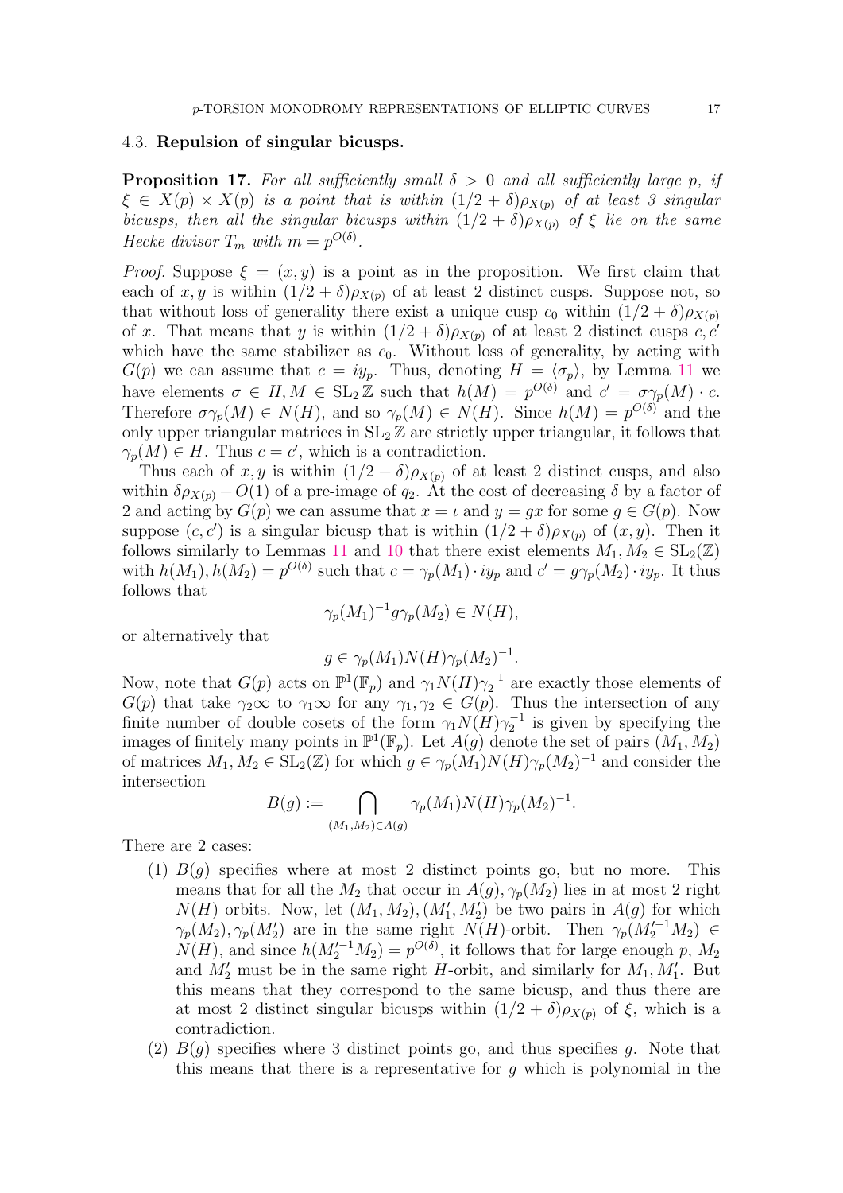### 4.3. Repulsion of singular bicusps.

**Proposition 17.** *For all sufficiently small $\delta > 0$ and all sufficiently large $p$, if $\xi \in X(p) \times X(p)$ is a point that is within $(1/2+\delta)\rho_{X(p)}$ of at least 3 singular bicusps, then all the singular bicusps within $(1/2+\delta)\rho_{X(p)}$ of $\xi$ lie on the same Hecke divisor $T_m$ with $m = p^{O(\delta)}$.*

*Proof.* Suppose $\xi = (x, y)$ is a point as in the proposition. We first claim that each of $x, y$ is within $(1/2+\delta)\rho_{X(p)}$ of at least 2 distinct cusps. Suppose not, so that without loss of generality there exist a unique cusp $c_0$ within $(1/2+\delta)\rho_{X(p)}$ of $x$. That means that $y$ is within $(1/2+\delta)\rho_{X(p)}$ of at least 2 distinct cusps $c, c'$ which have the same stabilizer as $c_0$. Without loss of generality, by acting with $G(p)$ we can assume that $c = iy_p$. Thus, denoting $H = \langle \sigma_p \rangle$, by Lemma 11 we have elements $\sigma \in H, M \in \mathrm{SL}_2 \mathbb{Z}$ such that $h(M) = p^{O(\delta)}$ and $c' = \sigma\gamma_p(M) \cdot c$. Therefore $\sigma\gamma_p(M) \in N(H)$, and so $\gamma_p(M) \in N(H)$. Since $h(M) = p^{O(\delta)}$ and the only upper triangular matrices in $\mathrm{SL}_2 \mathbb{Z}$ are strictly upper triangular, it follows that $\gamma_p(M) \in H$. Thus $c = c'$, which is a contradiction.

Thus each of $x, y$ is within $(1/2+\delta)\rho_{X(p)}$ of at least 2 distinct cusps, and also within $\delta\rho_{X(p)} + O(1)$ of a pre-image of $q_2$. At the cost of decreasing $\delta$ by a factor of 2 and acting by $G(p)$ we can assume that $x = \iota$ and $y = gx$ for some $g \in G(p)$. Now suppose $(c, c')$ is a singular bicusp that is within $(1/2+\delta)\rho_{X(p)}$ of $(x, y)$. Then it follows similarly to Lemmas 11 and 10 that there exist elements $M_1, M_2 \in \mathrm{SL}_2(\mathbb{Z})$ with $h(M_1), h(M_2) = p^{O(\delta)}$ such that $c = \gamma_p(M_1) \cdot iy_p$ and $c' = g\gamma_p(M_2) \cdot iy_p$. It thus follows that

$$\gamma_p(M_1)^{-1} g \gamma_p(M_2) \in N(H),$$

or alternatively that

$$g \in \gamma_p(M_1) N(H) \gamma_p(M_2)^{-1}.$$

Now, note that $G(p)$ acts on $\mathbb{P}^1(\mathbb{F}_p)$ and $\gamma_1 N(H)\gamma_2^{-1}$ are exactly those elements of $G(p)$ that take $\gamma_2\infty$ to $\gamma_1\infty$ for any $\gamma_1, \gamma_2 \in G(p)$. Thus the intersection of any finite number of double cosets of the form $\gamma_1 N(H)\gamma_2^{-1}$ is given by specifying the images of finitely many points in $\mathbb{P}^1(\mathbb{F}_p)$. Let $A(g)$ denote the set of pairs $(M_1, M_2)$ of matrices $M_1, M_2 \in \mathrm{SL}_2(\mathbb{Z})$ for which $g \in \gamma_p(M_1)N(H)\gamma_p(M_2)^{-1}$ and consider the intersection

$$B(g) := \bigcap_{(M_1,M_2)\in A(g)} \gamma_p(M_1)N(H)\gamma_p(M_2)^{-1}.$$

There are 2 cases:

1. $B(g)$ specifies where at most 2 distinct points go, but no more. This means that for all the $M_2$ that occur in $A(g)$, $\gamma_p(M_2)$ lies in at most 2 right $N(H)$ orbits. Now, let $(M_1, M_2), (M_1', M_2')$ be two pairs in $A(g)$ for which $\gamma_p(M_2), \gamma_p(M_2')$ are in the same right $N(H)$-orbit. Then $\gamma_p(M_2'^{-1}M_2) \in N(H)$, and since $h(M_2'^{-1}M_2) = p^{O(\delta)}$, it follows that for large enough $p$, $M_2$ and $M_2'$ must be in the same right $H$-orbit, and similarly for $M_1, M_1'$. But this means that they correspond to the same bicusp, and thus there are at most 2 distinct singular bicusps within $(1/2+\delta)\rho_{X(p)}$ of $\xi$, which is a contradiction.
2. $B(g)$ specifies where 3 distinct points go, and thus specifies $g$. Note that this means that there is a representative for $g$ which is polynomial in the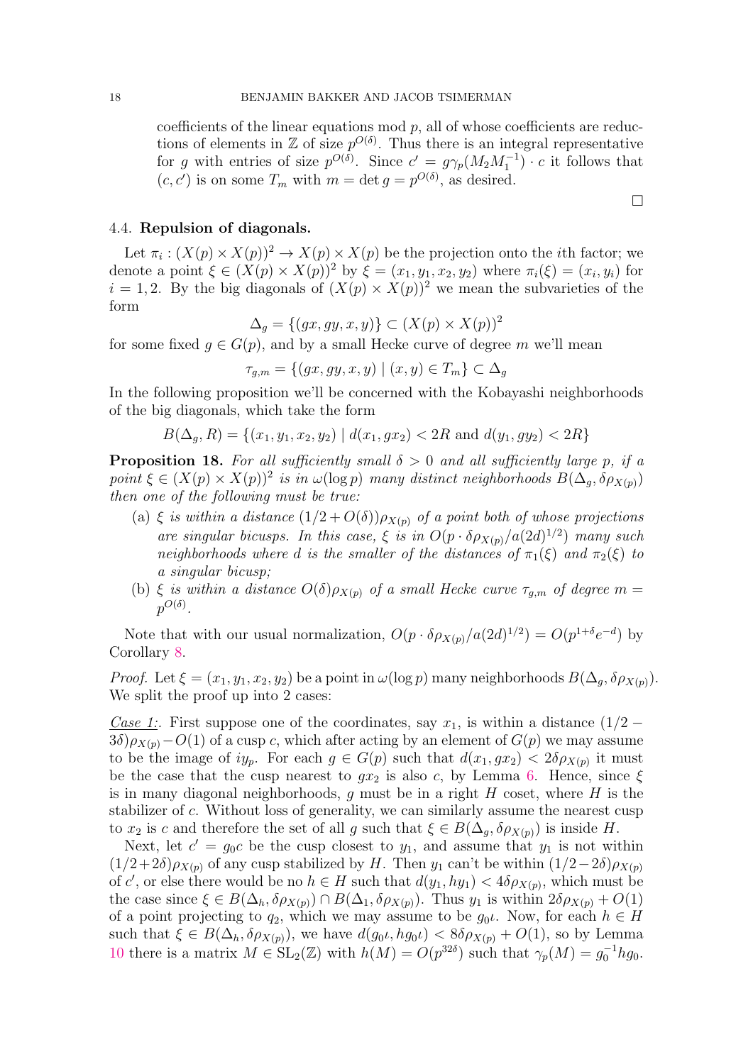coefficients of the linear equations mod $p$, all of whose coefficients are reductions of elements in $\mathbb{Z}$ of size $p^{O(\delta)}$. Thus there is an integral representative for $g$ with entries of size $p^{O(\delta)}$. Since $c' = g\gamma_p(M_2M_1^{-1}) \cdot c$ it follows that $(c, c')$ is on some $T_m$ with $m = \det g = p^{O(\delta)}$, as desired.

□

### 4.4. Repulsion of diagonals.

Let $\pi_i : (X(p) \times X(p))^2 \to X(p) \times X(p)$ be the projection onto the $i$th factor; we denote a point $\xi \in (X(p) \times X(p))^2$ by $\xi = (x_1, y_1, x_2, y_2)$ where $\pi_i(\xi) = (x_i, y_i)$ for $i = 1, 2$. By the big diagonals of $(X(p) \times X(p))^2$ we mean the subvarieties of the form

$$\Delta_g = \{(gx, gy, x, y)\} \subset (X(p) \times X(p))^2$$

for some fixed $g \in G(p)$, and by a small Hecke curve of degree $m$ we'll mean

$$\tau_{g,m} = \{(gx, gy, x, y) \mid (x, y) \in T_m\} \subset \Delta_g$$

In the following proposition we'll be concerned with the Kobayashi neighborhoods of the big diagonals, which take the form

$$B(\Delta_g, R) = \{(x_1, y_1, x_2, y_2) \mid d(x_1, gx_2) < 2R \text{ and } d(y_1, gy_2) < 2R\}$$

**Proposition 18.** *For all sufficiently small $\delta > 0$ and all sufficiently large $p$, if a point $\xi \in (X(p) \times X(p))^2$ is in $\omega(\log p)$ many distinct neighborhoods $B(\Delta_g, \delta\rho_{X(p)})$ then one of the following must be true:*

- (a) *$\xi$ is within a distance $(1/2 + O(\delta))\rho_{X(p)}$ of a point both of whose projections are singular bicusps. In this case, $\xi$ is in $O(p \cdot \delta\rho_{X(p)}/a(2d)^{1/2})$ many such neighborhoods where $d$ is the smaller of the distances of $\pi_1(\xi)$ and $\pi_2(\xi)$ to a singular bicusp;*
- (b) *$\xi$ is within a distance $O(\delta)\rho_{X(p)}$ of a small Hecke curve $\tau_{g,m}$ of degree $m = p^{O(\delta)}$.*

Note that with our usual normalization, $O(p \cdot \delta\rho_{X(p)}/a(2d)^{1/2}) = O(p^{1+\delta}e^{-d})$ by Corollary 8.

*Proof.* Let $\xi = (x_1, y_1, x_2, y_2)$ be a point in $\omega(\log p)$ many neighborhoods $B(\Delta_g, \delta\rho_{X(p)})$. We split the proof up into 2 cases:

*Case 1:*. First suppose one of the coordinates, say $x_1$, is within a distance $(1/2 - 3\delta)\rho_{X(p)} - O(1)$ of a cusp $c$, which after acting by an element of $G(p)$ we may assume to be the image of $iy_p$. For each $g \in G(p)$ such that $d(x_1, gx_2) < 2\delta\rho_{X(p)}$ it must be the case that the cusp nearest to $gx_2$ is also $c$, by Lemma 6. Hence, since $\xi$ is in many diagonal neighborhoods, $g$ must be in a right $H$ coset, where $H$ is the stabilizer of $c$. Without loss of generality, we can similarly assume the nearest cusp to $x_2$ is $c$ and therefore the set of all $g$ such that $\xi \in B(\Delta_g, \delta\rho_{X(p)})$ is inside $H$.

Next, let $c' = g_0c$ be the cusp closest to $y_1$, and assume that $y_1$ is not within $(1/2+2\delta)\rho_{X(p)}$ of any cusp stabilized by $H$. Then $y_1$ can't be within $(1/2-2\delta)\rho_{X(p)}$ of $c'$, or else there would be no $h \in H$ such that $d(y_1, hy_1) < 4\delta\rho_{X(p)}$, which must be the case since $\xi \in B(\Delta_h, \delta\rho_{X(p)}) \cap B(\Delta_1, \delta\rho_{X(p)})$. Thus $y_1$ is within $2\delta\rho_{X(p)} + O(1)$ of a point projecting to $q_2$, which we may assume to be $g_0\iota$. Now, for each $h \in H$ such that $\xi \in B(\Delta_h, \delta\rho_{X(p)})$, we have $d(g_0\iota, hg_0\iota) < 8\delta\rho_{X(p)} + O(1)$, so by Lemma 10 there is a matrix $M \in \mathrm{SL}_2(\mathbb{Z})$ with $h(M) = O(p^{32\delta})$ such that $\gamma_p(M) = g_0^{-1}hg_0$.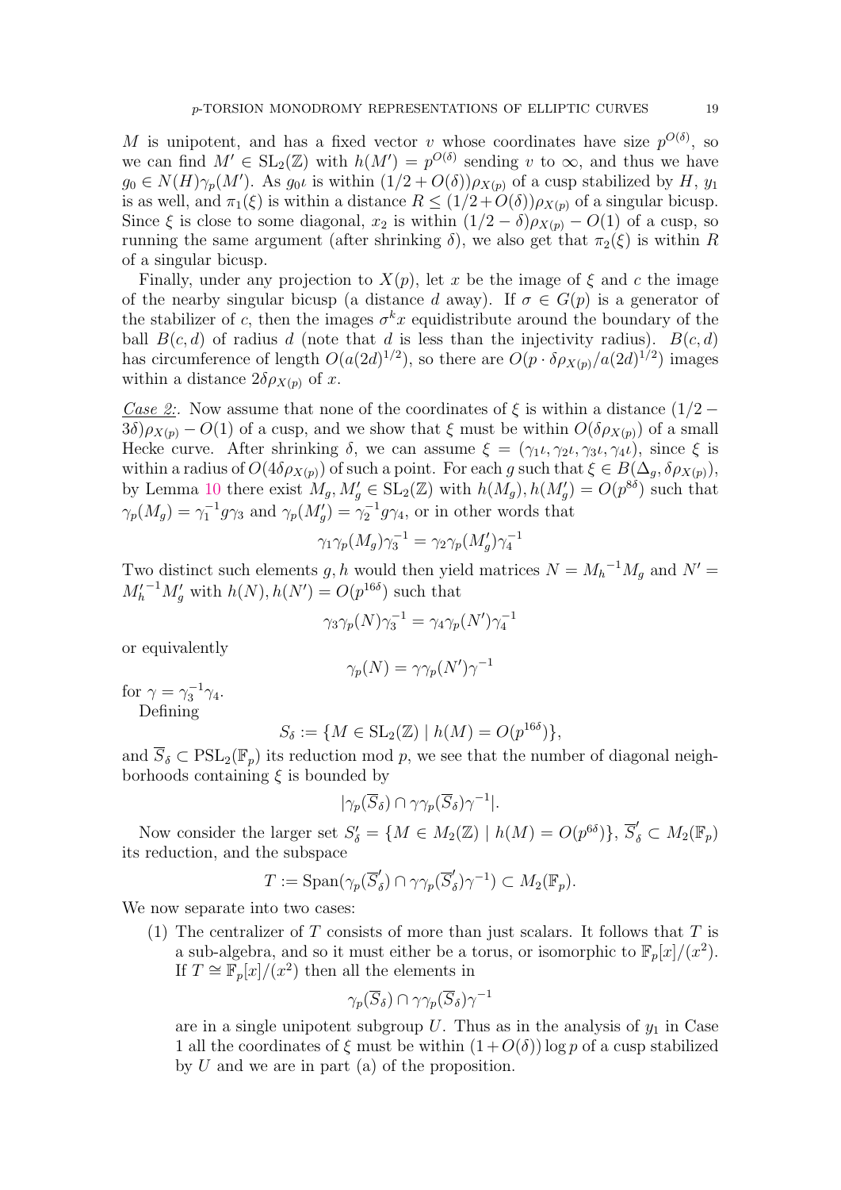$M$ is unipotent, and has a fixed vector $v$ whose coordinates have size $p^{O(\delta)}$, so we can find $M' \in \mathrm{SL}_2(\mathbb{Z})$ with $h(M') = p^{O(\delta)}$ sending $v$ to $\infty$, and thus we have $g_0 \in N(H)\gamma_p(M')$. As $g_0\iota$ is within $(1/2 + O(\delta))\rho_{X(p)}$ of a cusp stabilized by $H$, $y_1$ is as well, and $\pi_1(\xi)$ is within a distance $R \leq (1/2 + O(\delta))\rho_{X(p)}$ of a singular bicusp. Since $\xi$ is close to some diagonal, $x_2$ is within $(1/2 - \delta)\rho_{X(p)} - O(1)$ of a cusp, so running the same argument (after shrinking $\delta$), we also get that $\pi_2(\xi)$ is within $R$ of a singular bicusp.

Finally, under any projection to $X(p)$, let $x$ be the image of $\xi$ and $c$ the image of the nearby singular bicusp (a distance $d$ away). If $\sigma \in G(p)$ is a generator of the stabilizer of $c$, then the images $\sigma^k x$ equidistribute around the boundary of the ball $B(c, d)$ of radius $d$ (note that $d$ is less than the injectivity radius). $B(c, d)$ has circumference of length $O(a(2d)^{1/2})$, so there are $O(p \cdot \delta\rho_{X(p)}/a(2d)^{1/2})$ images within a distance $2\delta\rho_{X(p)}$ of $x$.

*Case 2:*. Now assume that none of the coordinates of $\xi$ is within a distance $(1/2 - 3\delta)\rho_{X(p)} - O(1)$ of a cusp, and we show that $\xi$ must be within $O(\delta\rho_{X(p)})$ of a small Hecke curve. After shrinking $\delta$, we can assume $\xi = (\gamma_1\iota, \gamma_2\iota, \gamma_3\iota, \gamma_4\iota)$, since $\xi$ is within a radius of $O(4\delta\rho_{X(p)})$ of such a point. For each $g$ such that $\xi \in B(\Delta_g, \delta\rho_{X(p)})$, by Lemma 10 there exist $M_g, M'_g \in \mathrm{SL}_2(\mathbb{Z})$ with $h(M_g), h(M'_g) = O(p^{8\delta})$ such that $\gamma_p(M_g) = \gamma_1^{-1} g \gamma_3$ and $\gamma_p(M'_g) = \gamma_2^{-1} g \gamma_4$, or in other words that

$$\gamma_1 \gamma_p(M_g) \gamma_3^{-1} = \gamma_2 \gamma_p(M'_g) \gamma_4^{-1}$$

Two distinct such elements $g, h$ would then yield matrices $N = {M_h}^{-1} M_g$ and $N' = {M'_h}^{-1} M'_g$ with $h(N), h(N') = O(p^{16\delta})$ such that

$$\gamma_3 \gamma_p(N) \gamma_3^{-1} = \gamma_4 \gamma_p(N') \gamma_4^{-1}$$

or equivalently

$$\gamma_p(N) = \gamma \gamma_p(N') \gamma^{-1}$$

for $\gamma = \gamma_3^{-1}\gamma_4$.

Defining

$$S_\delta := \{M \in \mathrm{SL}_2(\mathbb{Z}) \mid h(M) = O(p^{16\delta})\},$$

and $\overline{S}_\delta \subset \mathrm{PSL}_2(\mathbb{F}_p)$ its reduction mod $p$, we see that the number of diagonal neighborhoods containing $\xi$ is bounded by

$$|\gamma_p(\overline{S}_\delta) \cap \gamma\gamma_p(\overline{S}_\delta)\gamma^{-1}|.$$

Now consider the larger set $S'_\delta = \{M \in M_2(\mathbb{Z}) \mid h(M) = O(p^{6\delta})\}$, $\overline{S}'_\delta \subset M_2(\mathbb{F}_p)$ its reduction, and the subspace

$$T := \mathrm{Span}(\gamma_p(\overline{S}'_\delta) \cap \gamma\gamma_p(\overline{S}'_\delta)\gamma^{-1}) \subset M_2(\mathbb{F}_p).$$

We now separate into two cases:

(1) The centralizer of $T$ consists of more than just scalars. It follows that $T$ is a sub-algebra, and so it must either be a torus, or isomorphic to $\mathbb{F}_p[x]/(x^2)$. If $T \cong \mathbb{F}_p[x]/(x^2)$ then all the elements in

$$\gamma_p(\overline{S}_\delta) \cap \gamma\gamma_p(\overline{S}_\delta)\gamma^{-1}$$

are in a single unipotent subgroup $U$. Thus as in the analysis of $y_1$ in Case 1 all the coordinates of $\xi$ must be within $(1 + O(\delta)) \log p$ of a cusp stabilized by $U$ and we are in part (a) of the proposition.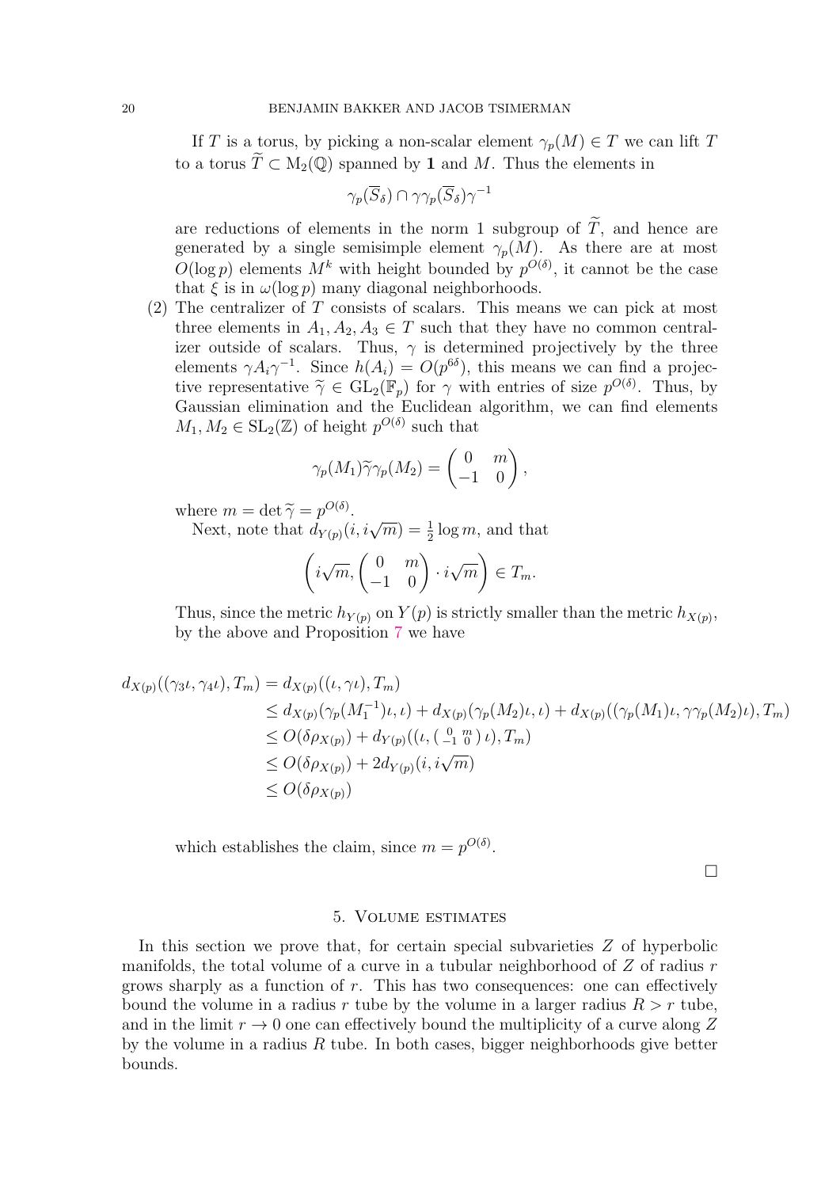If $T$ is a torus, by picking a non-scalar element $\gamma_p(M) \in T$ we can lift $T$ to a torus $\widetilde{T} \subset \mathrm{M}_2(\mathbb{Q})$ spanned by $\mathbf{1}$ and $M$. Thus the elements in

$$\gamma_p(\overline{S}_\delta) \cap \gamma\gamma_p(\overline{S}_\delta)\gamma^{-1}$$

are reductions of elements in the norm 1 subgroup of $\widetilde{T}$, and hence are generated by a single semisimple element $\gamma_p(M)$. As there are at most $O(\log p)$ elements $M^k$ with height bounded by $p^{O(\delta)}$, it cannot be the case that $\xi$ is in $\omega(\log p)$ many diagonal neighborhoods.

(2) The centralizer of $T$ consists of scalars. This means we can pick at most three elements in $A_1, A_2, A_3 \in T$ such that they have no common centralizer outside of scalars. Thus, $\gamma$ is determined projectively by the three elements $\gamma A_i \gamma^{-1}$. Since $h(A_i) = O(p^{6\delta})$, this means we can find a projective representative $\widetilde{\gamma} \in \mathrm{GL}_2(\mathbb{F}_p)$ for $\gamma$ with entries of size $p^{O(\delta)}$. Thus, by Gaussian elimination and the Euclidean algorithm, we can find elements $M_1, M_2 \in \mathrm{SL}_2(\mathbb{Z})$ of height $p^{O(\delta)}$ such that

$$\gamma_p(M_1)\widetilde{\gamma}\gamma_p(M_2) = \begin{pmatrix} 0 & m \\ -1 & 0 \end{pmatrix},$$

where $m = \det \widetilde{\gamma} = p^{O(\delta)}$.

Next, note that $d_{Y(p)}(i, i\sqrt{m}) = \frac{1}{2}\log m$, and that

$$\left(i\sqrt{m}, \begin{pmatrix} 0 & m \\ -1 & 0 \end{pmatrix} \cdot i\sqrt{m}\right) \in T_m.$$

Thus, since the metric $h_{Y(p)}$ on $Y(p)$ is strictly smaller than the metric $h_{X(p)}$, by the above and Proposition 7 we have

$$\begin{aligned}
d_{X(p)}((\gamma_3\iota, \gamma_4\iota), T_m) &= d_{X(p)}((\iota, \gamma\iota), T_m) \\
&\leq d_{X(p)}(\gamma_p(M_1^{-1})\iota, \iota) + d_{X(p)}(\gamma_p(M_2)\iota, \iota) + d_{X(p)}((\gamma_p(M_1)\iota, \gamma\gamma_p(M_2)\iota), T_m) \\
&\leq O(\delta\rho_{X(p)}) + d_{Y(p)}((\iota, \left(\begin{smallmatrix} 0 & m \\ -1 & 0 \end{smallmatrix}\right)\iota), T_m) \\
&\leq O(\delta\rho_{X(p)}) + 2d_{Y(p)}(i, i\sqrt{m}) \\
&\leq O(\delta\rho_{X(p)})
\end{aligned}$$

which establishes the claim, since $m = p^{O(\delta)}$.

□

## 5. Volume estimates

In this section we prove that, for certain special subvarieties $Z$ of hyperbolic manifolds, the total volume of a curve in a tubular neighborhood of $Z$ of radius $r$ grows sharply as a function of $r$. This has two consequences: one can effectively bound the volume in a radius $r$ tube by the volume in a larger radius $R > r$ tube, and in the limit $r \to 0$ one can effectively bound the multiplicity of a curve along $Z$ by the volume in a radius $R$ tube. In both cases, bigger neighborhoods give better bounds.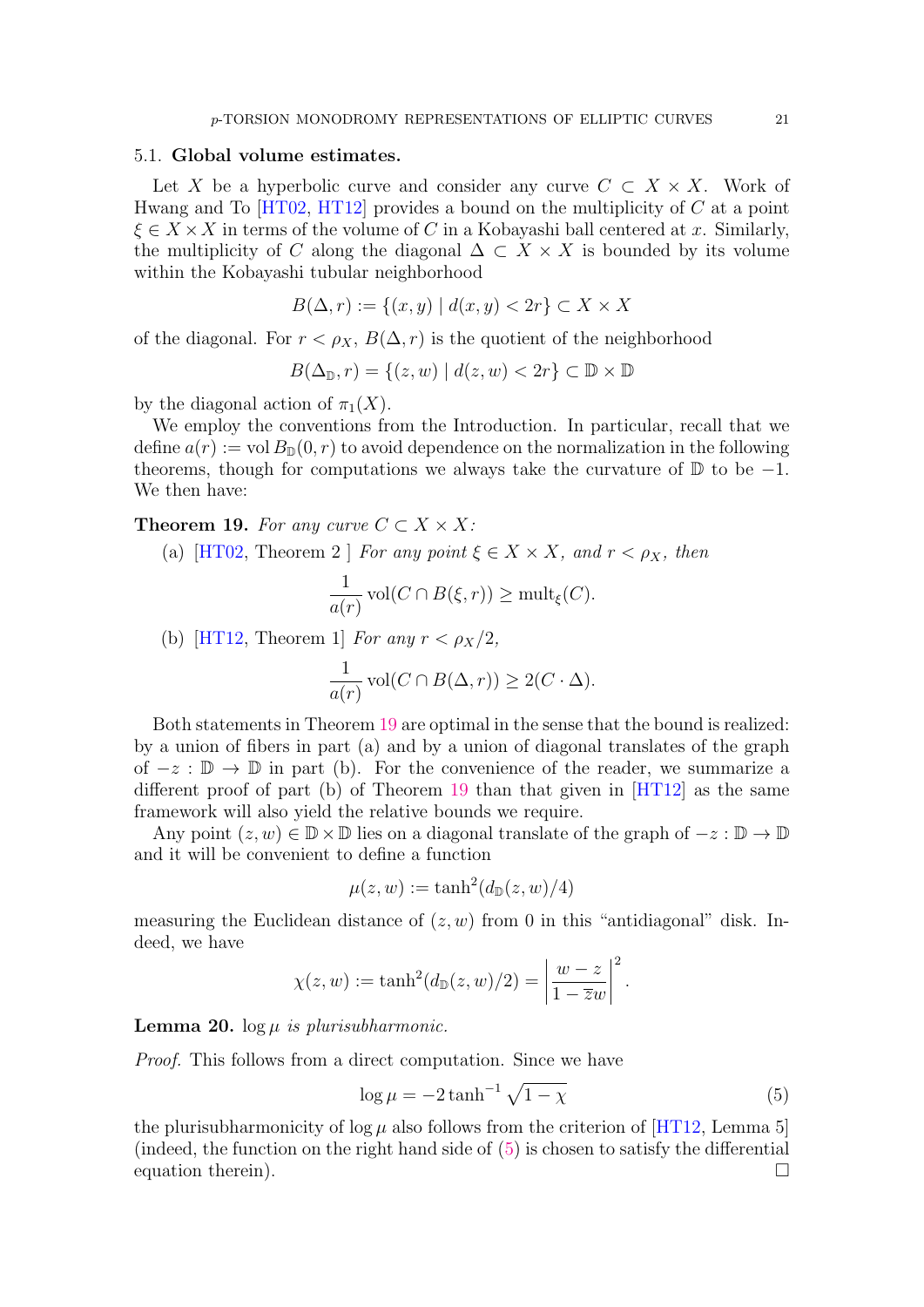### 5.1. **Global volume estimates.**

Let $X$ be a hyperbolic curve and consider any curve $C \subset X \times X$. Work of Hwang and To [HT02, HT12] provides a bound on the multiplicity of $C$ at a point $\xi \in X \times X$ in terms of the volume of $C$ in a Kobayashi ball centered at $x$. Similarly, the multiplicity of $C$ along the diagonal $\Delta \subset X \times X$ is bounded by its volume within the Kobayashi tubular neighborhood

$$B(\Delta, r) := \{(x, y) \mid d(x, y) < 2r\} \subset X \times X$$

of the diagonal. For $r < \rho_X$, $B(\Delta, r)$ is the quotient of the neighborhood

$$B(\Delta_{\mathbb{D}}, r) = \{(z, w) \mid d(z, w) < 2r\} \subset \mathbb{D} \times \mathbb{D}$$

by the diagonal action of $\pi_1(X)$.

We employ the conventions from the Introduction. In particular, recall that we define $a(r) := \operatorname{vol} B_{\mathbb{D}}(0, r)$ to avoid dependence on the normalization in the following theorems, though for computations we always take the curvature of $\mathbb{D}$ to be $-1$. We then have:

**Theorem 19.** *For any curve $C \subset X \times X$:*

(a) [HT02, Theorem 2 ] *For any point $\xi \in X \times X$, and $r < \rho_X$, then*

$$\frac{1}{a(r)} \operatorname{vol}(C \cap B(\xi, r)) \geq \operatorname{mult}_{\xi}(C).$$

(b) [HT12, Theorem 1] *For any $r < \rho_X/2$,*

$$\frac{1}{a(r)} \operatorname{vol}(C \cap B(\Delta, r)) \geq 2(C \cdot \Delta).$$

Both statements in Theorem 19 are optimal in the sense that the bound is realized: by a union of fibers in part (a) and by a union of diagonal translates of the graph of $-z : \mathbb{D} \to \mathbb{D}$ in part (b). For the convenience of the reader, we summarize a different proof of part (b) of Theorem 19 than that given in [HT12] as the same framework will also yield the relative bounds we require.

Any point $(z, w) \in \mathbb{D} \times \mathbb{D}$ lies on a diagonal translate of the graph of $-z : \mathbb{D} \to \mathbb{D}$ and it will be convenient to define a function

$$\mu(z, w) := \tanh^2(d_{\mathbb{D}}(z, w)/4)$$

measuring the Euclidean distance of $(z, w)$ from 0 in this "antidiagonal" disk. Indeed, we have

$$\chi(z, w) := \tanh^2(d_{\mathbb{D}}(z, w)/2) = \left| \frac{w - z}{1 - \overline{z}w} \right|^2.$$

**Lemma 20.** *$\log \mu$ is plurisubharmonic.*

*Proof.* This follows from a direct computation. Since we have

$$\log \mu = -2 \tanh^{-1} \sqrt{1 - \chi} \tag{5}$$

the plurisubharmonicity of $\log \mu$ also follows from the criterion of [HT12, Lemma 5] (indeed, the function on the right hand side of (5) is chosen to satisfy the differential equation therein). $\square$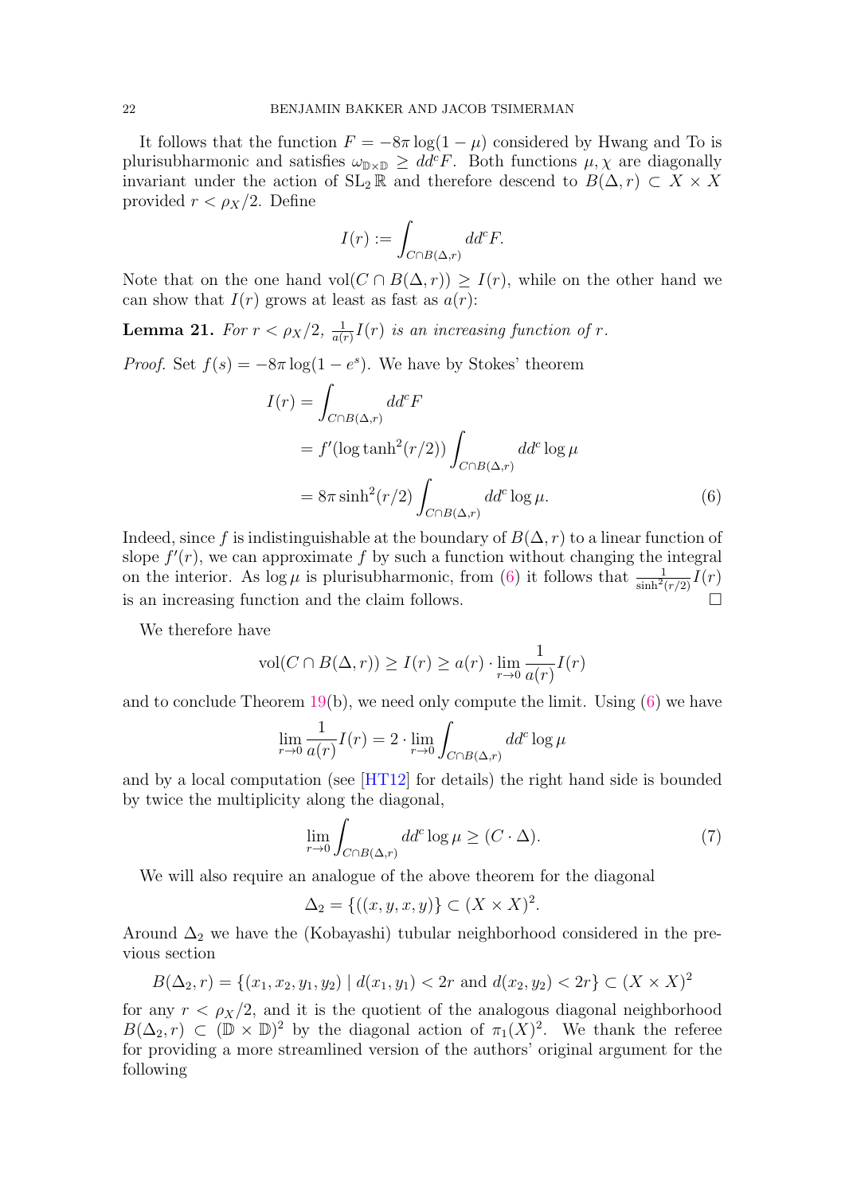It follows that the function $F = -8\pi \log(1-\mu)$ considered by Hwang and To is plurisubharmonic and satisfies $\omega_{\mathbb{D}\times\mathbb{D}} \geq dd^c F$. Both functions $\mu, \chi$ are diagonally invariant under the action of $\mathrm{SL}_2\mathbb{R}$ and therefore descend to $B(\Delta, r) \subset X \times X$ provided $r < \rho_X/2$. Define

$$I(r) := \int_{C\cap B(\Delta,r)} dd^c F.$$

Note that on the one hand $\mathrm{vol}(C \cap B(\Delta, r)) \geq I(r)$, while on the other hand we can show that $I(r)$ grows at least as fast as $a(r)$:

**Lemma 21.** *For $r < \rho_X/2$, $\frac{1}{a(r)}I(r)$ is an increasing function of $r$.*

*Proof.* Set $f(s) = -8\pi \log(1 - e^s)$. We have by Stokes' theorem

$$\begin{aligned} I(r) &= \int_{C\cap B(\Delta,r)} dd^c F \\ &= f'(\log \tanh^2(r/2)) \int_{C\cap B(\Delta,r)} dd^c \log \mu \\ &= 8\pi \sinh^2(r/2) \int_{C\cap B(\Delta,r)} dd^c \log \mu. \end{aligned} \tag{6}$$

Indeed, since $f$ is indistinguishable at the boundary of $B(\Delta, r)$ to a linear function of slope $f'(r)$, we can approximate $f$ by such a function without changing the integral on the interior. As $\log \mu$ is plurisubharmonic, from (6) it follows that $\frac{1}{\sinh^2(r/2)}I(r)$ is an increasing function and the claim follows. □

We therefore have

$$\mathrm{vol}(C \cap B(\Delta, r)) \geq I(r) \geq a(r) \cdot \lim_{r\to 0} \frac{1}{a(r)} I(r)$$

and to conclude Theorem 19(b), we need only compute the limit. Using (6) we have

$$\lim_{r\to 0} \frac{1}{a(r)} I(r) = 2 \cdot \lim_{r\to 0} \int_{C\cap B(\Delta,r)} dd^c \log \mu$$

and by a local computation (see [HT12] for details) the right hand side is bounded by twice the multiplicity along the diagonal,

$$\lim_{r\to 0} \int_{C\cap B(\Delta,r)} dd^c \log \mu \geq (C \cdot \Delta). \tag{7}$$

We will also require an analogue of the above theorem for the diagonal

$$\Delta_2 = \{(x, y, x, y)\} \subset (X \times X)^2.$$

Around $\Delta_2$ we have the (Kobayashi) tubular neighborhood considered in the previous section

$$B(\Delta_2, r) = \{(x_1, x_2, y_1, y_2) \mid d(x_1, y_1) < 2r \text{ and } d(x_2, y_2) < 2r\} \subset (X \times X)^2$$

for any $r < \rho_X/2$, and it is the quotient of the analogous diagonal neighborhood $B(\Delta_2, r) \subset (\mathbb{D} \times \mathbb{D})^2$ by the diagonal action of $\pi_1(X)^2$. We thank the referee for providing a more streamlined version of the authors' original argument for the following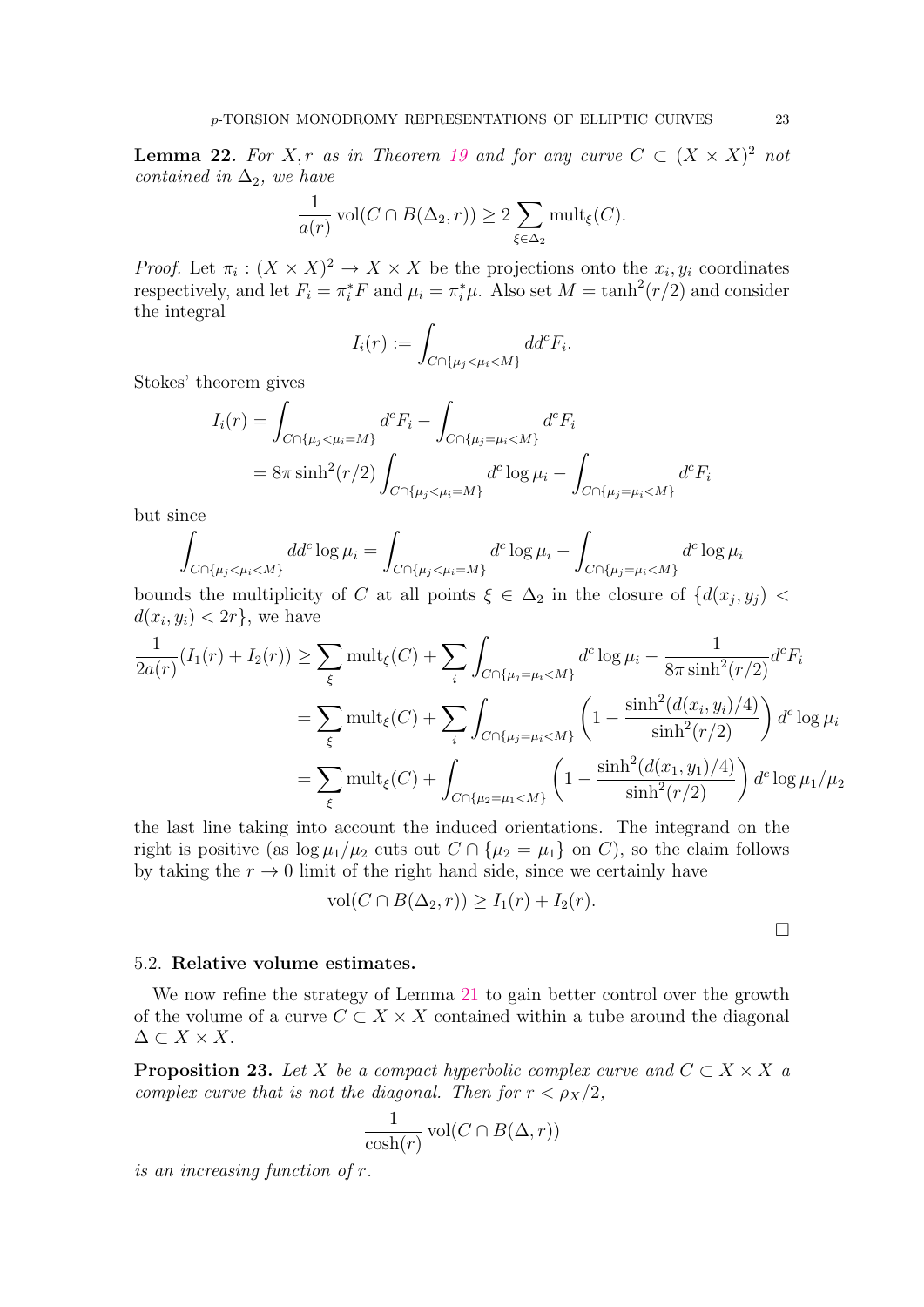**Lemma 22.** *For $X, r$ as in Theorem 19 and for any curve $C \subset (X \times X)^2$ not contained in $\Delta_2$, we have*

$$\frac{1}{a(r)} \operatorname{vol}(C \cap B(\Delta_2, r)) \geq 2 \sum_{\xi \in \Delta_2} \operatorname{mult}_\xi(C).$$

*Proof.* Let $\pi_i : (X \times X)^2 \to X \times X$ be the projections onto the $x_i, y_i$ coordinates respectively, and let $F_i = \pi_i^* F$ and $\mu_i = \pi_i^* \mu$. Also set $M = \tanh^2(r/2)$ and consider the integral

$$I_i(r) := \int_{C \cap \{\mu_j < \mu_i < M\}} dd^c F_i.$$

Stokes' theorem gives

$$\begin{aligned}
I_i(r) &= \int_{C \cap \{\mu_j < \mu_i = M\}} d^c F_i - \int_{C \cap \{\mu_j = \mu_i < M\}} d^c F_i \\
&= 8\pi \sinh^2(r/2) \int_{C \cap \{\mu_j < \mu_i = M\}} d^c \log \mu_i - \int_{C \cap \{\mu_j = \mu_i < M\}} d^c F_i
\end{aligned}$$

but since

$$\int_{C \cap \{\mu_j < \mu_i < M\}} dd^c \log \mu_i = \int_{C \cap \{\mu_j < \mu_i = M\}} d^c \log \mu_i - \int_{C \cap \{\mu_j = \mu_i < M\}} d^c \log \mu_i$$

bounds the multiplicity of $C$ at all points $\xi \in \Delta_2$ in the closure of $\{d(x_j, y_j) < d(x_i, y_i) < 2r\}$, we have

$$\begin{aligned}
\frac{1}{2a(r)}(I_1(r) + I_2(r)) &\geq \sum_\xi \operatorname{mult}_\xi(C) + \sum_i \int_{C \cap \{\mu_j = \mu_i < M\}} d^c \log \mu_i - \frac{1}{8\pi \sinh^2(r/2)} d^c F_i \\
&= \sum_\xi \operatorname{mult}_\xi(C) + \sum_i \int_{C \cap \{\mu_j = \mu_i < M\}} \left(1 - \frac{\sinh^2(d(x_i, y_i)/4)}{\sinh^2(r/2)}\right) d^c \log \mu_i \\
&= \sum_\xi \operatorname{mult}_\xi(C) + \int_{C \cap \{\mu_2 = \mu_1 < M\}} \left(1 - \frac{\sinh^2(d(x_1, y_1)/4)}{\sinh^2(r/2)}\right) d^c \log \mu_1/\mu_2
\end{aligned}$$

the last line taking into account the induced orientations. The integrand on the right is positive (as $\log \mu_1/\mu_2$ cuts out $C \cap \{\mu_2 = \mu_1\}$ on $C$), so the claim follows by taking the $r \to 0$ limit of the right hand side, since we certainly have

$$\operatorname{vol}(C \cap B(\Delta_2, r)) \geq I_1(r) + I_2(r).$$

□

### 5.2. Relative volume estimates.

We now refine the strategy of Lemma 21 to gain better control over the growth of the volume of a curve $C \subset X \times X$ contained within a tube around the diagonal $\Delta \subset X \times X$.

**Proposition 23.** *Let $X$ be a compact hyperbolic complex curve and $C \subset X \times X$ a complex curve that is not the diagonal. Then for $r < \rho_X/2$,*

$$\frac{1}{\cosh(r)} \operatorname{vol}(C \cap B(\Delta, r))$$

*is an increasing function of $r$.*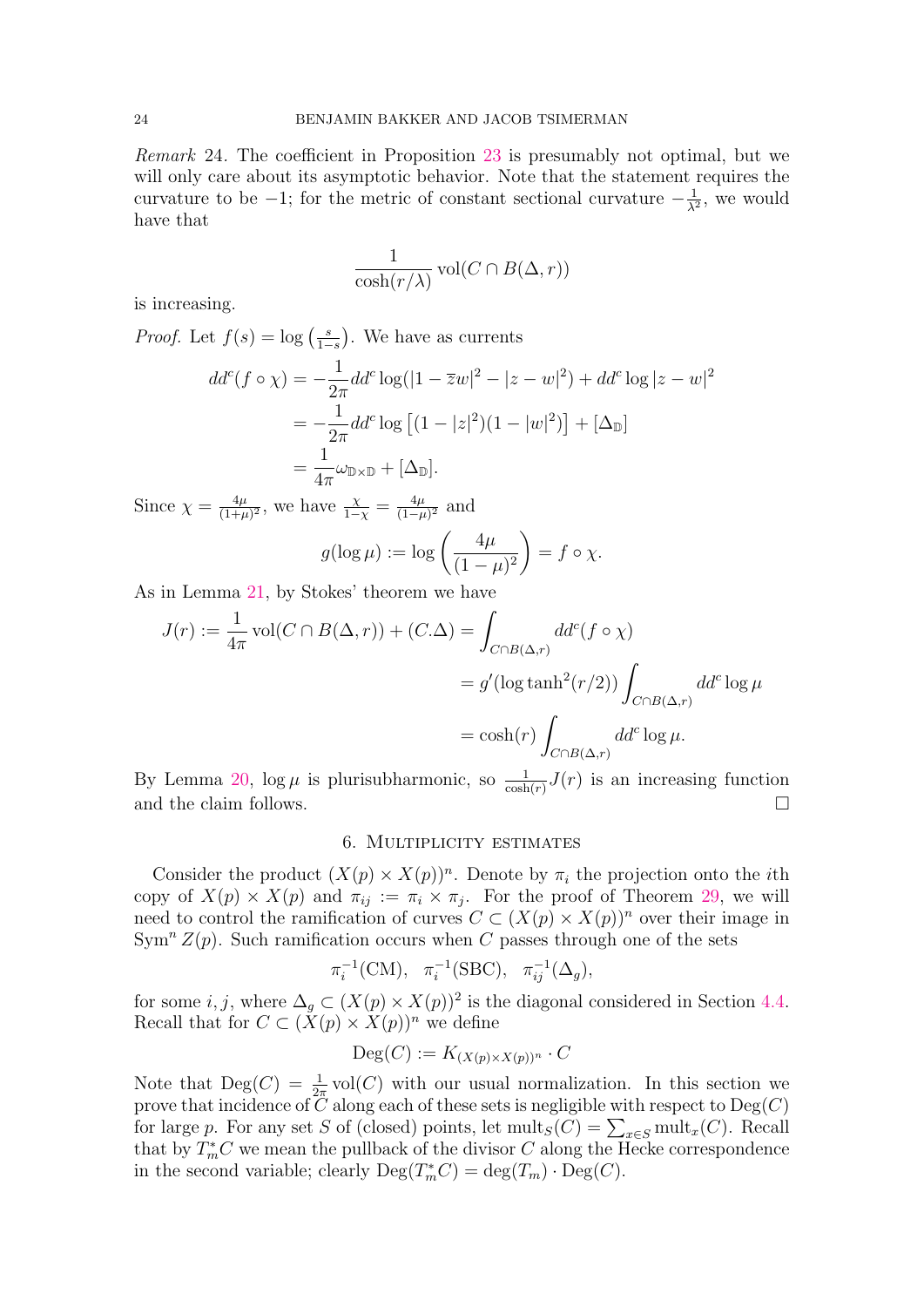*Remark* 24. The coefficient in Proposition 23 is presumably not optimal, but we will only care about its asymptotic behavior. Note that the statement requires the curvature to be $-1$; for the metric of constant sectional curvature $-\frac{1}{\lambda^2}$, we would have that

$$\frac{1}{\cosh(r/\lambda)}\operatorname{vol}(C\cap B(\Delta,r))$$

is increasing.

*Proof.* Let $f(s)=\log\left(\frac{s}{1-s}\right)$. We have as currents

$$\begin{aligned}
dd^c(f\circ\chi) &= -\frac{1}{2\pi}dd^c\log(|1-\overline{z}w|^2-|z-w|^2)+dd^c\log|z-w|^2\\
&= -\frac{1}{2\pi}dd^c\log\left[(1-|z|^2)(1-|w|^2)\right]+[\Delta_{\mathbb{D}}]\\
&= \frac{1}{4\pi}\omega_{\mathbb{D}\times\mathbb{D}}+[\Delta_{\mathbb{D}}].
\end{aligned}$$

Since $\chi=\frac{4\mu}{(1+\mu)^2}$, we have $\frac{\chi}{1-\chi}=\frac{4\mu}{(1-\mu)^2}$ and

$$g(\log\mu):=\log\left(\frac{4\mu}{(1-\mu)^2}\right)=f\circ\chi.$$

As in Lemma 21, by Stokes' theorem we have

$$\begin{aligned}
J(r):=\frac{1}{4\pi}\operatorname{vol}(C\cap B(\Delta,r))+(C.\Delta) &= \int_{C\cap B(\Delta,r)}dd^c(f\circ\chi)\\
&= g'(\log\tanh^2(r/2))\int_{C\cap B(\Delta,r)}dd^c\log\mu\\
&= \cosh(r)\int_{C\cap B(\Delta,r)}dd^c\log\mu.
\end{aligned}$$

By Lemma 20, $\log\mu$ is plurisubharmonic, so $\frac{1}{\cosh(r)}J(r)$ is an increasing function and the claim follows. $\square$

## 6. Multiplicity estimates

Consider the product $(X(p)\times X(p))^n$. Denote by $\pi_i$ the projection onto the $i$th copy of $X(p)\times X(p)$ and $\pi_{ij}:=\pi_i\times\pi_j$. For the proof of Theorem 29, we will need to control the ramification of curves $C\subset(X(p)\times X(p))^n$ over their image in $\operatorname{Sym}^n Z(p)$. Such ramification occurs when $C$ passes through one of the sets

$$\pi_i^{-1}(\mathrm{CM}),\quad \pi_i^{-1}(\mathrm{SBC}),\quad \pi_{ij}^{-1}(\Delta_g),$$

for some $i,j$, where $\Delta_g\subset(X(p)\times X(p))^2$ is the diagonal considered in Section 4.4. Recall that for $C\subset(X(p)\times X(p))^n$ we define

$$\operatorname{Deg}(C):=K_{(X(p)\times X(p))^n}\cdot C$$

Note that $\operatorname{Deg}(C)=\frac{1}{2\pi}\operatorname{vol}(C)$ with our usual normalization. In this section we prove that incidence of $C$ along each of these sets is negligible with respect to $\operatorname{Deg}(C)$ for large $p$. For any set $S$ of (closed) points, let $\operatorname{mult}_S(C)=\sum_{x\in S}\operatorname{mult}_x(C)$. Recall that by $T_m^*C$ we mean the pullback of the divisor $C$ along the Hecke correspondence in the second variable; clearly $\operatorname{Deg}(T_m^*C)=\deg(T_m)\cdot\operatorname{Deg}(C)$.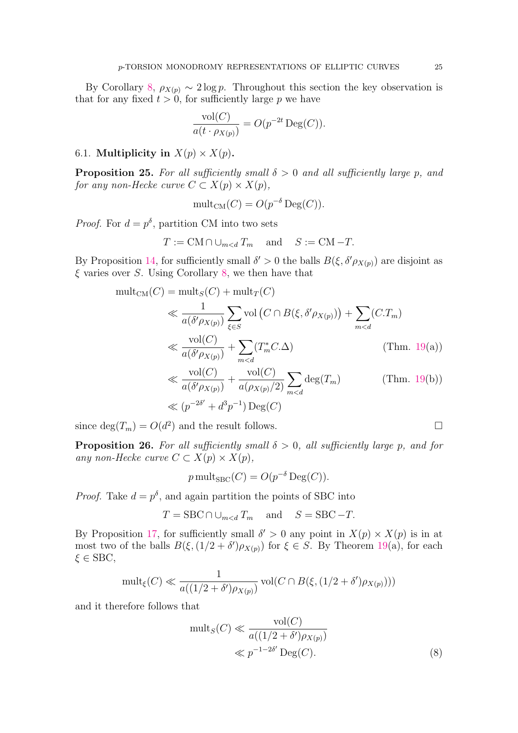By Corollary 8, $\rho_{X(p)} \sim 2\log p$. Throughout this section the key observation is that for any fixed $t > 0$, for sufficiently large $p$ we have

$$\frac{\mathrm{vol}(C)}{a(t \cdot \rho_{X(p)})} = O(p^{-2t}\,\mathrm{Deg}(C)).$$

### 6.1. Multiplicity in $X(p) \times X(p)$.

**Proposition 25.** *For all sufficiently small $\delta > 0$ and all sufficiently large $p$, and for any non-Hecke curve $C \subset X(p) \times X(p)$,*

$$\mathrm{mult}_{\mathrm{CM}}(C) = O(p^{-\delta}\,\mathrm{Deg}(C)).$$

*Proof.* For $d = p^{\delta}$, partition CM into two sets

$$T := \mathrm{CM} \cap \cup_{m<d} T_m \quad \text{and} \quad S := \mathrm{CM} - T.$$

By Proposition 14, for sufficiently small $\delta' > 0$ the balls $B(\xi, \delta' \rho_{X(p)})$ are disjoint as $\xi$ varies over $S$. Using Corollary 8, we then have that

$$\begin{aligned}
\mathrm{mult}_{\mathrm{CM}}(C) &= \mathrm{mult}_S(C) + \mathrm{mult}_T(C) \\
&\ll \frac{1}{a(\delta'\rho_{X(p)})} \sum_{\xi \in S} \mathrm{vol}\left(C \cap B(\xi, \delta'\rho_{X(p)})\right) + \sum_{m<d} (C.T_m) \\
&\ll \frac{\mathrm{vol}(C)}{a(\delta'\rho_{X(p)})} + \sum_{m<d} (T_m^* C.\Delta) \qquad \text{(Thm. 19(a))} \\
&\ll \frac{\mathrm{vol}(C)}{a(\delta'\rho_{X(p)})} + \frac{\mathrm{vol}(C)}{a(\rho_{X(p)}/2)} \sum_{m<d} \deg(T_m) \qquad \text{(Thm. 19(b))} \\
&\ll (p^{-2\delta'} + d^3 p^{-1})\,\mathrm{Deg}(C)
\end{aligned}$$

since $\deg(T_m) = O(d^2)$ and the result follows. ∎

**Proposition 26.** *For all sufficiently small $\delta > 0$, all sufficiently large $p$, and for any non-Hecke curve $C \subset X(p) \times X(p)$,*

$$p\,\mathrm{mult}_{\mathrm{SBC}}(C) = O(p^{-\delta}\,\mathrm{Deg}(C)).$$

*Proof.* Take $d = p^{\delta}$, and again partition the points of SBC into

$$T = \mathrm{SBC} \cap \cup_{m<d} T_m \quad \text{and} \quad S = \mathrm{SBC} - T.$$

By Proposition 17, for sufficiently small $\delta' > 0$ any point in $X(p) \times X(p)$ is in at most two of the balls $B(\xi, (1/2 + \delta')\rho_{X(p)})$ for $\xi \in S$. By Theorem 19(a), for each $\xi \in \mathrm{SBC}$,

$$\mathrm{mult}_{\xi}(C) \ll \frac{1}{a((1/2 + \delta')\rho_{X(p)})}\,\mathrm{vol}(C \cap B(\xi, (1/2 + \delta')\rho_{X(p)})))$$

and it therefore follows that

$$\begin{aligned}
\mathrm{mult}_S(C) &\ll \frac{\mathrm{vol}(C)}{a((1/2 + \delta')\rho_{X(p)})} \\
&\ll p^{-1-2\delta'}\,\mathrm{Deg}(C). \qquad (8)
\end{aligned}$$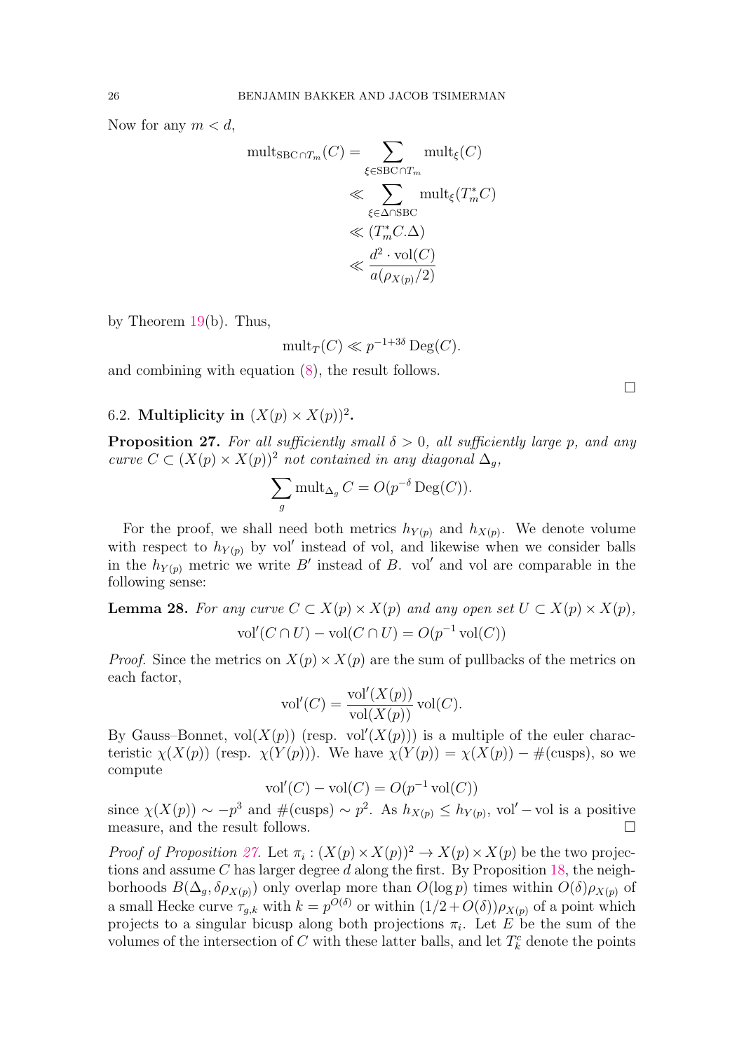Now for any $m < d$,

$$
\begin{aligned}
\operatorname{mult}_{\mathrm{SBC}\cap T_m}(C) &= \sum_{\xi \in \mathrm{SBC}\cap T_m} \operatorname{mult}_\xi(C) \\
&\ll \sum_{\xi \in \Delta\cap \mathrm{SBC}} \operatorname{mult}_\xi(T_m^* C) \\
&\ll (T_m^* C.\Delta) \\
&\ll \frac{d^2 \cdot \operatorname{vol}(C)}{a(\rho_{X(p)}/2)}
\end{aligned}
$$

by Theorem 19(b). Thus,

$$
\operatorname{mult}_T(C) \ll p^{-1+3\delta} \operatorname{Deg}(C).
$$

and combining with equation (8), the result follows. □

## 6.2. Multiplicity in $(X(p) \times X(p))^2$.

**Proposition 27.** *For all sufficiently small $\delta > 0$, all sufficiently large $p$, and any curve $C \subset (X(p) \times X(p))^2$ not contained in any diagonal $\Delta_g$,*

$$
\sum_g \operatorname{mult}_{\Delta_g} C = O(p^{-\delta} \operatorname{Deg}(C)).
$$

For the proof, we shall need both metrics $h_{Y(p)}$ and $h_{X(p)}$. We denote volume with respect to $h_{Y(p)}$ by $\operatorname{vol}'$ instead of $\operatorname{vol}$, and likewise when we consider balls in the $h_{Y(p)}$ metric we write $B'$ instead of $B$. $\operatorname{vol}'$ and $\operatorname{vol}$ are comparable in the following sense:

**Lemma 28.** *For any curve $C \subset X(p) \times X(p)$ and any open set $U \subset X(p) \times X(p)$,*

$$
\operatorname{vol}'(C \cap U) - \operatorname{vol}(C \cap U) = O(p^{-1} \operatorname{vol}(C))
$$

*Proof.* Since the metrics on $X(p) \times X(p)$ are the sum of pullbacks of the metrics on each factor,

$$
\operatorname{vol}'(C) = \frac{\operatorname{vol}'(X(p))}{\operatorname{vol}(X(p))} \operatorname{vol}(C).
$$

By Gauss–Bonnet, $\operatorname{vol}(X(p))$ (resp. $\operatorname{vol}'(X(p))$) is a multiple of the euler characteristic $\chi(X(p))$ (resp. $\chi(Y(p))$). We have $\chi(Y(p)) = \chi(X(p)) - \#(\text{cusps})$, so we compute

$$
\operatorname{vol}'(C) - \operatorname{vol}(C) = O(p^{-1} \operatorname{vol}(C))
$$

since $\chi(X(p)) \sim -p^3$ and $\#(\text{cusps}) \sim p^2$. As $h_{X(p)} \leq h_{Y(p)}$, $\operatorname{vol}' - \operatorname{vol}$ is a positive measure, and the result follows. □

*Proof of Proposition 27.* Let $\pi_i : (X(p) \times X(p))^2 \to X(p) \times X(p)$ be the two projections and assume $C$ has larger degree $d$ along the first. By Proposition 18, the neighborhoods $B(\Delta_g, \delta\rho_{X(p)})$ only overlap more than $O(\log p)$ times within $O(\delta)\rho_{X(p)}$ of a small Hecke curve $\tau_{g,k}$ with $k = p^{O(\delta)}$ or within $(1/2 + O(\delta))\rho_{X(p)}$ of a point which projects to a singular bicusp along both projections $\pi_i$. Let $E$ be the sum of the volumes of the intersection of $C$ with these latter balls, and let $T_k^c$ denote the points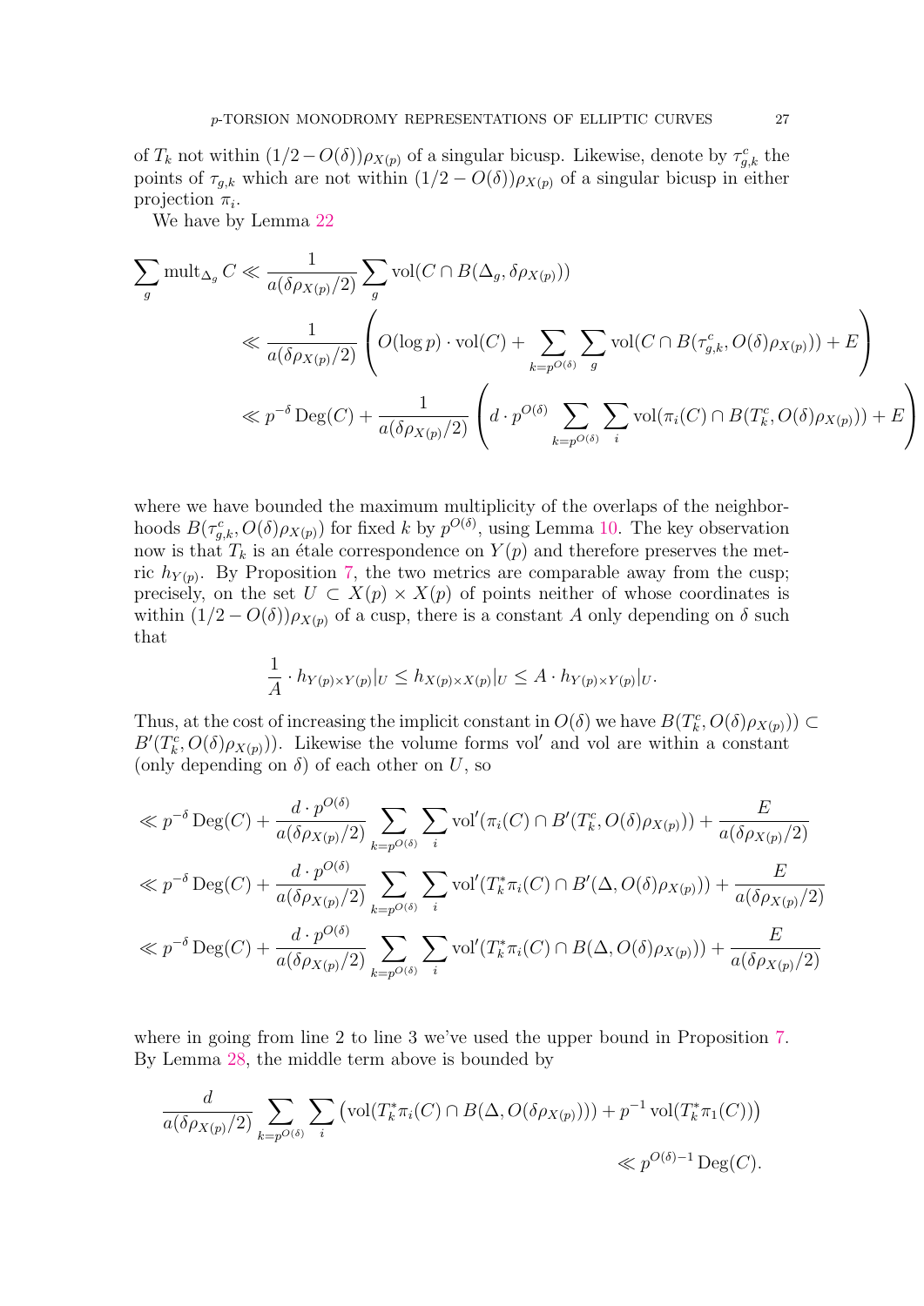of $T_k$ not within $(1/2 - O(\delta))\rho_{X(p)}$ of a singular bicusp. Likewise, denote by $\tau_{g,k}^c$ the points of $\tau_{g,k}$ which are not within $(1/2 - O(\delta))\rho_{X(p)}$ of a singular bicusp in either projection $\pi_i$.

We have by Lemma 22

$$
\begin{aligned}
\sum_g \operatorname{mult}_{\Delta_g} C &\ll \frac{1}{a(\delta\rho_{X(p)}/2)} \sum_g \operatorname{vol}(C \cap B(\Delta_g, \delta\rho_{X(p)})) \\
&\ll \frac{1}{a(\delta\rho_{X(p)}/2)} \left( O(\log p) \cdot \operatorname{vol}(C) + \sum_{k=p^{O(\delta)}} \sum_g \operatorname{vol}(C \cap B(\tau_{g,k}^c, O(\delta)\rho_{X(p)})) + E \right) \\
&\ll p^{-\delta} \operatorname{Deg}(C) + \frac{1}{a(\delta\rho_{X(p)}/2)} \left( d \cdot p^{O(\delta)} \sum_{k=p^{O(\delta)}} \sum_i \operatorname{vol}(\pi_i(C) \cap B(T_k^c, O(\delta)\rho_{X(p)})) + E \right)
\end{aligned}
$$

where we have bounded the maximum multiplicity of the overlaps of the neighborhoods $B(\tau_{g,k}^c, O(\delta)\rho_{X(p)})$ for fixed $k$ by $p^{O(\delta)}$, using Lemma 10. The key observation now is that $T_k$ is an étale correspondence on $Y(p)$ and therefore preserves the metric $h_{Y(p)}$. By Proposition 7, the two metrics are comparable away from the cusp; precisely, on the set $U \subset X(p) \times X(p)$ of points neither of whose coordinates is within $(1/2 - O(\delta))\rho_{X(p)}$ of a cusp, there is a constant $A$ only depending on $\delta$ such that

$$
\frac{1}{A} \cdot h_{Y(p) \times Y(p)}|_U \leq h_{X(p) \times X(p)}|_U \leq A \cdot h_{Y(p) \times Y(p)}|_U.
$$

Thus, at the cost of increasing the implicit constant in $O(\delta)$ we have $B(T_k^c, O(\delta)\rho_{X(p)})) \subset B'(T_k^c, O(\delta)\rho_{X(p)}))$. Likewise the volume forms $\operatorname{vol}'$ and $\operatorname{vol}$ are within a constant (only depending on $\delta$) of each other on $U$, so

$$
\begin{aligned}
&\ll p^{-\delta} \operatorname{Deg}(C) + \frac{d \cdot p^{O(\delta)}}{a(\delta\rho_{X(p)}/2)} \sum_{k=p^{O(\delta)}} \sum_i \operatorname{vol}'(\pi_i(C) \cap B'(T_k^c, O(\delta)\rho_{X(p)})) + \frac{E}{a(\delta\rho_{X(p)}/2)} \\
&\ll p^{-\delta} \operatorname{Deg}(C) + \frac{d \cdot p^{O(\delta)}}{a(\delta\rho_{X(p)}/2)} \sum_{k=p^{O(\delta)}} \sum_i \operatorname{vol}'(T_k^* \pi_i(C) \cap B'(\Delta, O(\delta)\rho_{X(p)})) + \frac{E}{a(\delta\rho_{X(p)}/2)} \\
&\ll p^{-\delta} \operatorname{Deg}(C) + \frac{d \cdot p^{O(\delta)}}{a(\delta\rho_{X(p)}/2)} \sum_{k=p^{O(\delta)}} \sum_i \operatorname{vol}'(T_k^* \pi_i(C) \cap B(\Delta, O(\delta)\rho_{X(p)})) + \frac{E}{a(\delta\rho_{X(p)}/2)}
\end{aligned}
$$

where in going from line 2 to line 3 we've used the upper bound in Proposition 7. By Lemma 28, the middle term above is bounded by

$$
\begin{aligned}
\frac{d}{a(\delta\rho_{X(p)}/2)} \sum_{k=p^{O(\delta)}} \sum_i \left( \operatorname{vol}(T_k^* \pi_i(C) \cap B(\Delta, O(\delta\rho_{X(p)}))) + p^{-1} \operatorname{vol}(T_k^* \pi_1(C)) \right) \\
\ll p^{O(\delta)-1} \operatorname{Deg}(C).
\end{aligned}
$$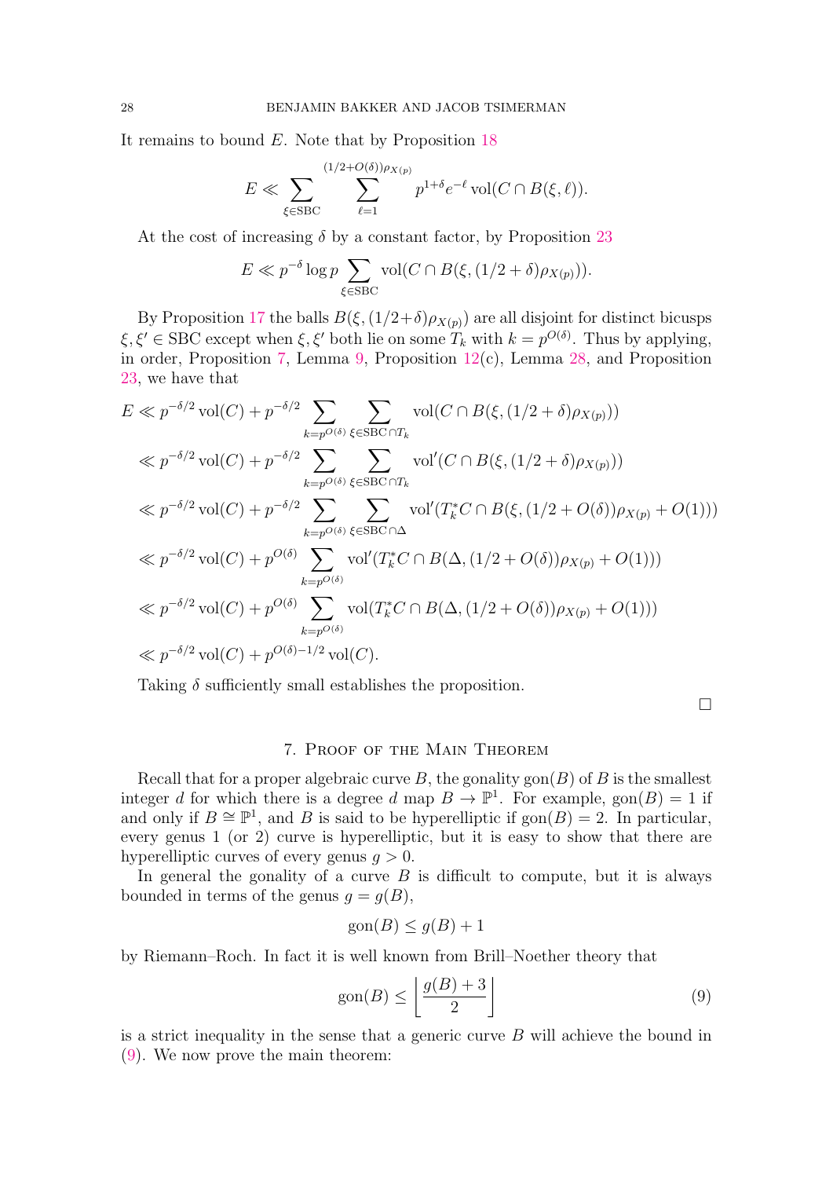It remains to bound $E$. Note that by Proposition 18

$$E \ll \sum_{\xi \in \mathrm{SBC}} \sum_{\ell=1}^{(1/2+O(\delta))\rho_{X(p)}} p^{1+\delta} e^{-\ell} \operatorname{vol}(C \cap B(\xi, \ell)).$$

At the cost of increasing $\delta$ by a constant factor, by Proposition 23

$$E \ll p^{-\delta} \log p \sum_{\xi \in \mathrm{SBC}} \operatorname{vol}(C \cap B(\xi, (1/2+\delta)\rho_{X(p)})).$$

By Proposition 17 the balls $B(\xi, (1/2+\delta)\rho_{X(p)})$ are all disjoint for distinct bicusps $\xi, \xi' \in \mathrm{SBC}$ except when $\xi, \xi'$ both lie on some $T_k$ with $k = p^{O(\delta)}$. Thus by applying, in order, Proposition 7, Lemma 9, Proposition 12(c), Lemma 28, and Proposition 23, we have that

$$\begin{aligned}
E &\ll p^{-\delta/2} \operatorname{vol}(C) + p^{-\delta/2} \sum_{k=p^{O(\delta)}} \sum_{\xi \in \mathrm{SBC} \cap T_k} \operatorname{vol}(C \cap B(\xi, (1/2+\delta)\rho_{X(p)})) \\
&\ll p^{-\delta/2} \operatorname{vol}(C) + p^{-\delta/2} \sum_{k=p^{O(\delta)}} \sum_{\xi \in \mathrm{SBC} \cap T_k} \operatorname{vol}'(C \cap B(\xi, (1/2+\delta)\rho_{X(p)})) \\
&\ll p^{-\delta/2} \operatorname{vol}(C) + p^{-\delta/2} \sum_{k=p^{O(\delta)}} \sum_{\xi \in \mathrm{SBC} \cap \Delta} \operatorname{vol}'(T_k^* C \cap B(\xi, (1/2+O(\delta))\rho_{X(p)} + O(1))) \\
&\ll p^{-\delta/2} \operatorname{vol}(C) + p^{O(\delta)} \sum_{k=p^{O(\delta)}} \operatorname{vol}'(T_k^* C \cap B(\Delta, (1/2+O(\delta))\rho_{X(p)} + O(1))) \\
&\ll p^{-\delta/2} \operatorname{vol}(C) + p^{O(\delta)} \sum_{k=p^{O(\delta)}} \operatorname{vol}(T_k^* C \cap B(\Delta, (1/2+O(\delta))\rho_{X(p)} + O(1))) \\
&\ll p^{-\delta/2} \operatorname{vol}(C) + p^{O(\delta)-1/2} \operatorname{vol}(C).
\end{aligned}$$

Taking $\delta$ sufficiently small establishes the proposition.

$\square$

## 7. Proof of the Main Theorem

Recall that for a proper algebraic curve $B$, the gonality $\operatorname{gon}(B)$ of $B$ is the smallest integer $d$ for which there is a degree $d$ map $B \to \mathbb{P}^1$. For example, $\operatorname{gon}(B) = 1$ if and only if $B \cong \mathbb{P}^1$, and $B$ is said to be hyperelliptic if $\operatorname{gon}(B) = 2$. In particular, every genus 1 (or 2) curve is hyperelliptic, but it is easy to show that there are hyperelliptic curves of every genus $g > 0$.

In general the gonality of a curve $B$ is difficult to compute, but it is always bounded in terms of the genus $g = g(B)$,

$$\operatorname{gon}(B) \leq g(B) + 1$$

by Riemann–Roch. In fact it is well known from Brill–Noether theory that

$$\operatorname{gon}(B) \leq \left\lfloor \frac{g(B)+3}{2} \right\rfloor \tag{9}$$

is a strict inequality in the sense that a generic curve $B$ will achieve the bound in (9). We now prove the main theorem: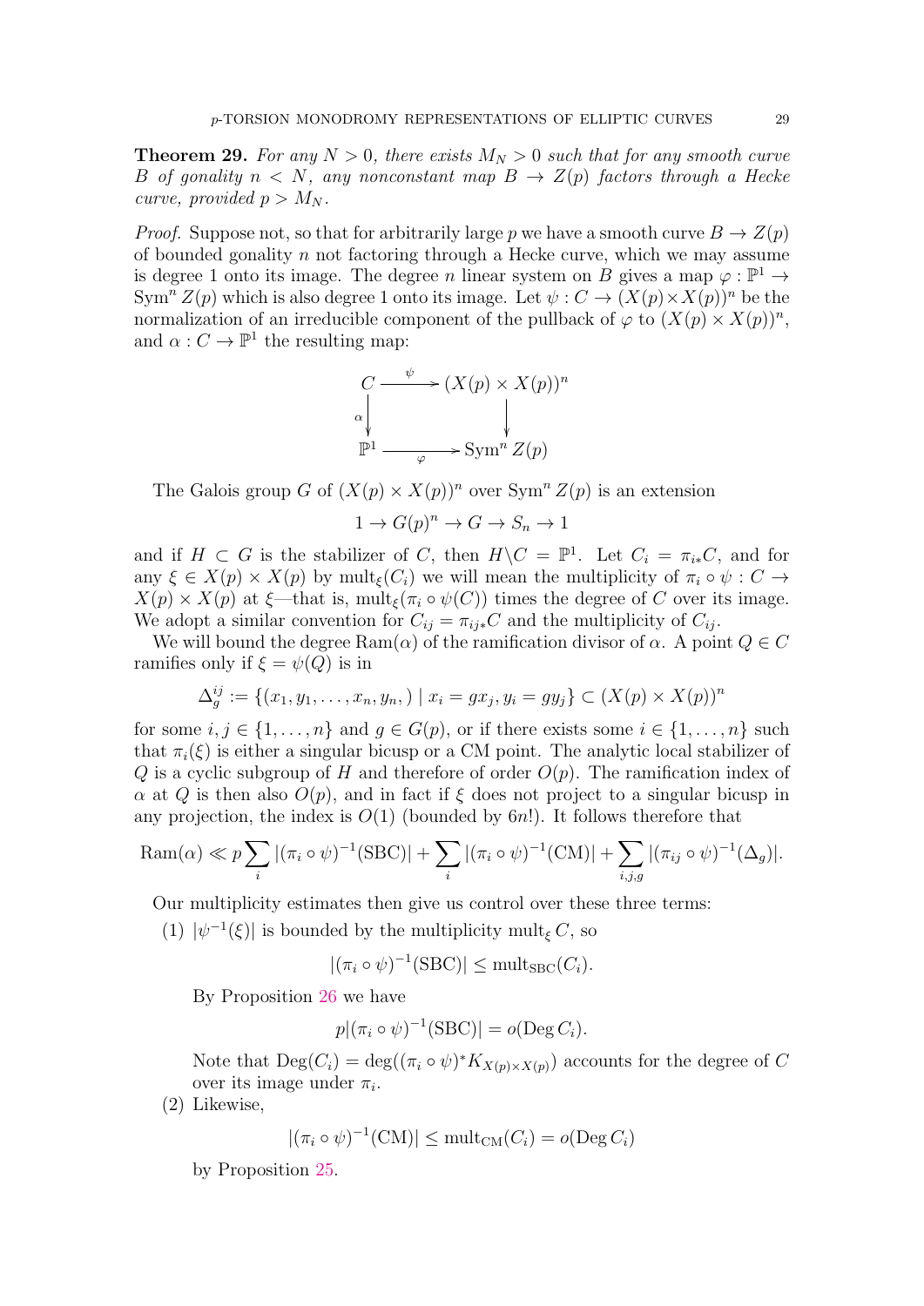**Theorem 29.** *For any $N > 0$, there exists $M_N > 0$ such that for any smooth curve $B$ of gonality $n < N$, any nonconstant map $B \to Z(p)$ factors through a Hecke curve, provided $p > M_N$.*

*Proof.* Suppose not, so that for arbitrarily large $p$ we have a smooth curve $B \to Z(p)$ of bounded gonality $n$ not factoring through a Hecke curve, which we may assume is degree 1 onto its image. The degree $n$ linear system on $B$ gives a map $\varphi : \mathbb{P}^1 \to \operatorname{Sym}^n Z(p)$ which is also degree 1 onto its image. Let $\psi : C \to (X(p) \times X(p))^n$ be the normalization of an irreducible component of the pullback of $\varphi$ to $(X(p) \times X(p))^n$, and $\alpha : C \to \mathbb{P}^1$ the resulting map:

$$\begin{array}{ccc} C & \xrightarrow{\psi} & (X(p) \times X(p))^n \\ {\scriptstyle\alpha}\downarrow & & \downarrow \\ \mathbb{P}^1 & \xrightarrow{\varphi} & \operatorname{Sym}^n Z(p) \end{array}$$

The Galois group $G$ of $(X(p) \times X(p))^n$ over $\operatorname{Sym}^n Z(p)$ is an extension

$$1 \to G(p)^n \to G \to S_n \to 1$$

and if $H \subset G$ is the stabilizer of $C$, then $H\backslash C = \mathbb{P}^1$. Let $C_i = \pi_{i*}C$, and for any $\xi \in X(p) \times X(p)$ by $\operatorname{mult}_\xi(C_i)$ we will mean the multiplicity of $\pi_i \circ \psi : C \to X(p) \times X(p)$ at $\xi$—that is, $\operatorname{mult}_\xi(\pi_i \circ \psi(C))$ times the degree of $C$ over its image. We adopt a similar convention for $C_{ij} = \pi_{ij*}C$ and the multiplicity of $C_{ij}$.

We will bound the degree $\operatorname{Ram}(\alpha)$ of the ramification divisor of $\alpha$. A point $Q \in C$ ramifies only if $\xi = \psi(Q)$ is in

$$\Delta_g^{ij} := \{(x_1, y_1, \ldots, x_n, y_n,) \mid x_i = gx_j, y_i = gy_j\} \subset (X(p) \times X(p))^n$$

for some $i, j \in \{1, \ldots, n\}$ and $g \in G(p)$, or if there exists some $i \in \{1, \ldots, n\}$ such that $\pi_i(\xi)$ is either a singular bicusp or a CM point. The analytic local stabilizer of $Q$ is a cyclic subgroup of $H$ and therefore of order $O(p)$. The ramification index of $\alpha$ at $Q$ is then also $O(p)$, and in fact if $\xi$ does not project to a singular bicusp in any projection, the index is $O(1)$ (bounded by $6n!$). It follows therefore that

$$\operatorname{Ram}(\alpha) \ll p \sum_i |(\pi_i \circ \psi)^{-1}(\mathrm{SBC})| + \sum_i |(\pi_i \circ \psi)^{-1}(\mathrm{CM})| + \sum_{i,j,g} |(\pi_{ij} \circ \psi)^{-1}(\Delta_g)|.$$

Our multiplicity estimates then give us control over these three terms:

(1) $|\psi^{-1}(\xi)|$ is bounded by the multiplicity $\operatorname{mult}_\xi C$, so

$$|(\pi_i \circ \psi)^{-1}(\mathrm{SBC})| \le \operatorname{mult}_{\mathrm{SBC}}(C_i).$$

By Proposition 26 we have

$$p|(\pi_i \circ \psi)^{-1}(\mathrm{SBC})| = o(\operatorname{Deg} C_i).$$

Note that $\operatorname{Deg}(C_i) = \deg((\pi_i \circ \psi)^* K_{X(p)\times X(p)})$ accounts for the degree of $C$ over its image under $\pi_i$.

(2) Likewise,

$$|(\pi_i \circ \psi)^{-1}(\mathrm{CM})| \le \operatorname{mult}_{\mathrm{CM}}(C_i) = o(\operatorname{Deg} C_i)$$

by Proposition 25.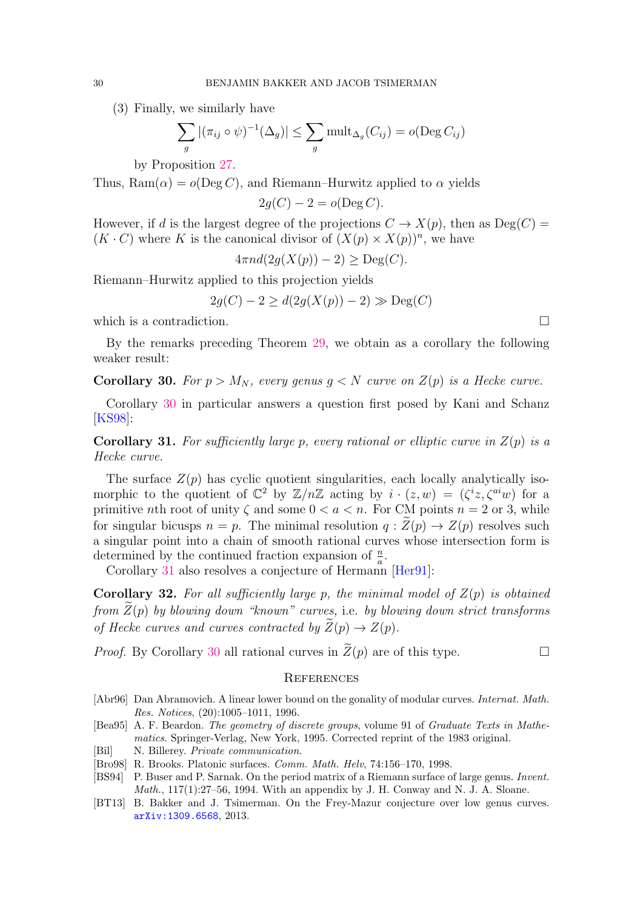(3) Finally, we similarly have

$$\sum_g |(\pi_{ij} \circ \psi)^{-1}(\Delta_g)| \leq \sum_g \text{mult}_{\Delta_g}(C_{ij}) = o(\text{Deg}\, C_{ij})$$

by Proposition 27.

Thus, $\text{Ram}(\alpha) = o(\text{Deg}\, C)$, and Riemann–Hurwitz applied to $\alpha$ yields

$$2g(C) - 2 = o(\text{Deg}\, C).$$

However, if $d$ is the largest degree of the projections $C \to X(p)$, then as $\text{Deg}(C) = (K \cdot C)$ where $K$ is the canonical divisor of $(X(p) \times X(p))^n$, we have

$$4\pi n d(2g(X(p)) - 2) \geq \text{Deg}(C).$$

Riemann–Hurwitz applied to this projection yields

$$2g(C) - 2 \geq d(2g(X(p)) - 2) \gg \text{Deg}(C)$$

which is a contradiction. □

By the remarks preceding Theorem 29, we obtain as a corollary the following weaker result:

**Corollary 30.** *For $p > M_N$, every genus $g < N$ curve on $Z(p)$ is a Hecke curve.*

Corollary 30 in particular answers a question first posed by Kani and Schanz [KS98]:

**Corollary 31.** *For sufficiently large $p$, every rational or elliptic curve in $Z(p)$ is a Hecke curve.*

The surface $Z(p)$ has cyclic quotient singularities, each locally analytically isomorphic to the quotient of $\mathbb{C}^2$ by $\mathbb{Z}/n\mathbb{Z}$ acting by $i \cdot (z, w) = (\zeta^i z, \zeta^{ai} w)$ for a primitive $n$th root of unity $\zeta$ and some $0 < a < n$. For CM points $n = 2$ or 3, while for singular bicusps $n = p$. The minimal resolution $q : \widetilde{Z}(p) \to Z(p)$ resolves such a singular point into a chain of smooth rational curves whose intersection form is determined by the continued fraction expansion of $\frac{n}{a}$.

Corollary 31 also resolves a conjecture of Hermann [Her91]:

**Corollary 32.** *For all sufficiently large $p$, the minimal model of $Z(p)$ is obtained from $\widetilde{Z}(p)$ by blowing down "known" curves,* i.e. *by blowing down strict transforms of Hecke curves and curves contracted by $\widetilde{Z}(p) \to Z(p)$.*

*Proof.* By Corollary 30 all rational curves in $\widetilde{Z}(p)$ are of this type. □

## References

[Abr96] Dan Abramovich. A linear lower bound on the gonality of modular curves. *Internat. Math. Res. Notices*, (20):1005–1011, 1996.

[Bea95] A. F. Beardon. *The geometry of discrete groups*, volume 91 of *Graduate Texts in Mathematics*. Springer-Verlag, New York, 1995. Corrected reprint of the 1983 original.

[Bil] N. Billerey. *Private communication*.

[Bro98] R. Brooks. Platonic surfaces. *Comm. Math. Helv*, 74:156–170, 1998.

[BS94] P. Buser and P. Sarnak. On the period matrix of a Riemann surface of large genus. *Invent. Math.*, 117(1):27–56, 1994. With an appendix by J. H. Conway and N. J. A. Sloane.

[BT13] B. Bakker and J. Tsimerman. On the Frey-Mazur conjecture over low genus curves. arXiv:1309.6568, 2013.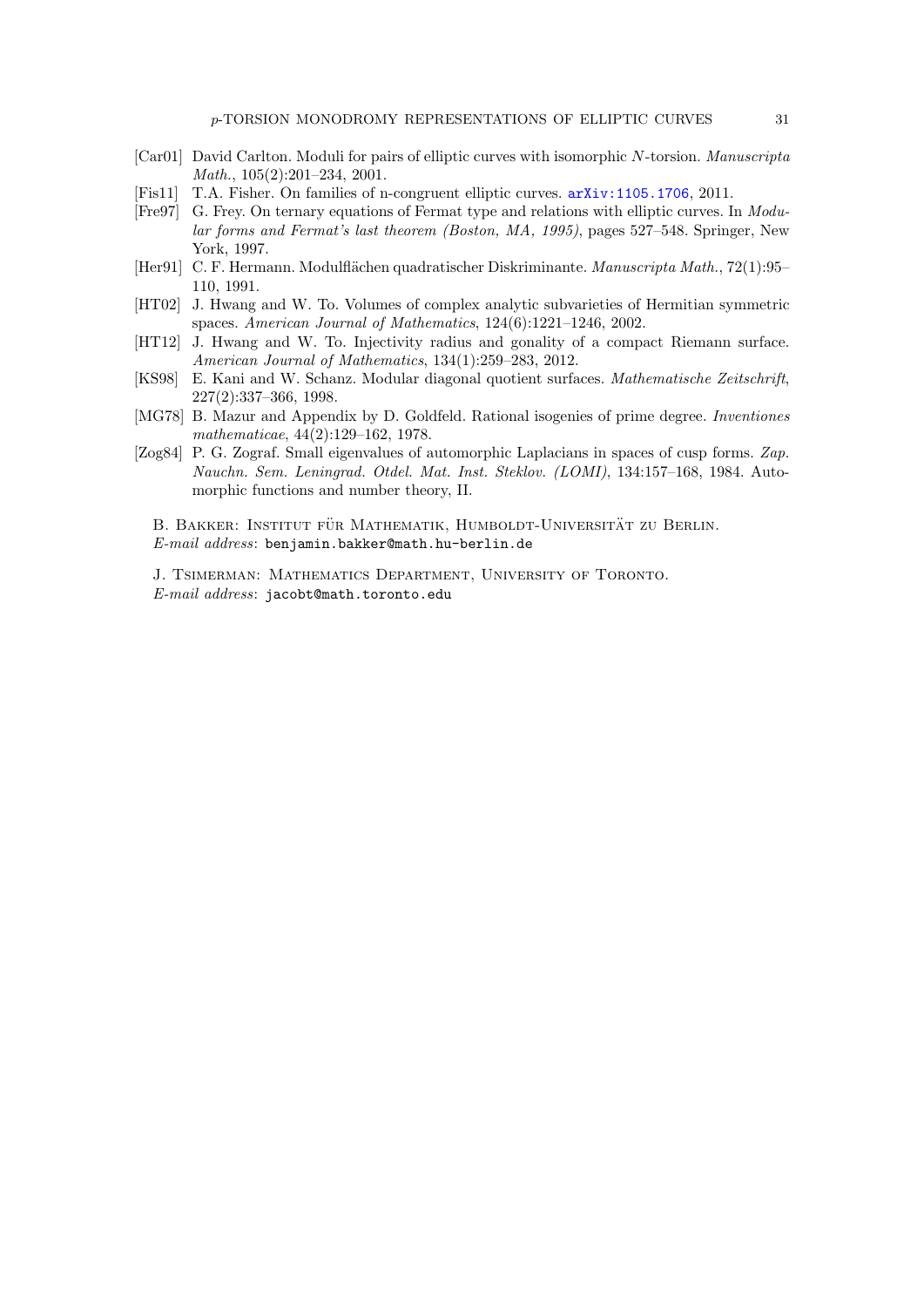- [Car01] David Carlton. Moduli for pairs of elliptic curves with isomorphic $N$-torsion. *Manuscripta Math.*, 105(2):201–234, 2001.
- [Fis11] T.A. Fisher. On families of n-congruent elliptic curves. arXiv:1105.1706, 2011.
- [Fre97] G. Frey. On ternary equations of Fermat type and relations with elliptic curves. In *Modular forms and Fermat's last theorem (Boston, MA, 1995)*, pages 527–548. Springer, New York, 1997.
- [Her91] C. F. Hermann. Modulflächen quadratischer Diskriminante. *Manuscripta Math.*, 72(1):95–110, 1991.
- [HT02] J. Hwang and W. To. Volumes of complex analytic subvarieties of Hermitian symmetric spaces. *American Journal of Mathematics*, 124(6):1221–1246, 2002.
- [HT12] J. Hwang and W. To. Injectivity radius and gonality of a compact Riemann surface. *American Journal of Mathematics*, 134(1):259–283, 2012.
- [KS98] E. Kani and W. Schanz. Modular diagonal quotient surfaces. *Mathematische Zeitschrift*, 227(2):337–366, 1998.
- [MG78] B. Mazur and Appendix by D. Goldfeld. Rational isogenies of prime degree. *Inventiones mathematicae*, 44(2):129–162, 1978.
- [Zog84] P. G. Zograf. Small eigenvalues of automorphic Laplacians in spaces of cusp forms. *Zap. Nauchn. Sem. Leningrad. Otdel. Mat. Inst. Steklov. (LOMI)*, 134:157–168, 1984. Automorphic functions and number theory, II.

B. Bakker: Institut für Mathematik, Humboldt-Universität zu Berlin.
*E-mail address*: benjamin.bakker@math.hu-berlin.de

J. Tsimerman: Mathematics Department, University of Toronto.
*E-mail address*: jacobt@math.toronto.edu